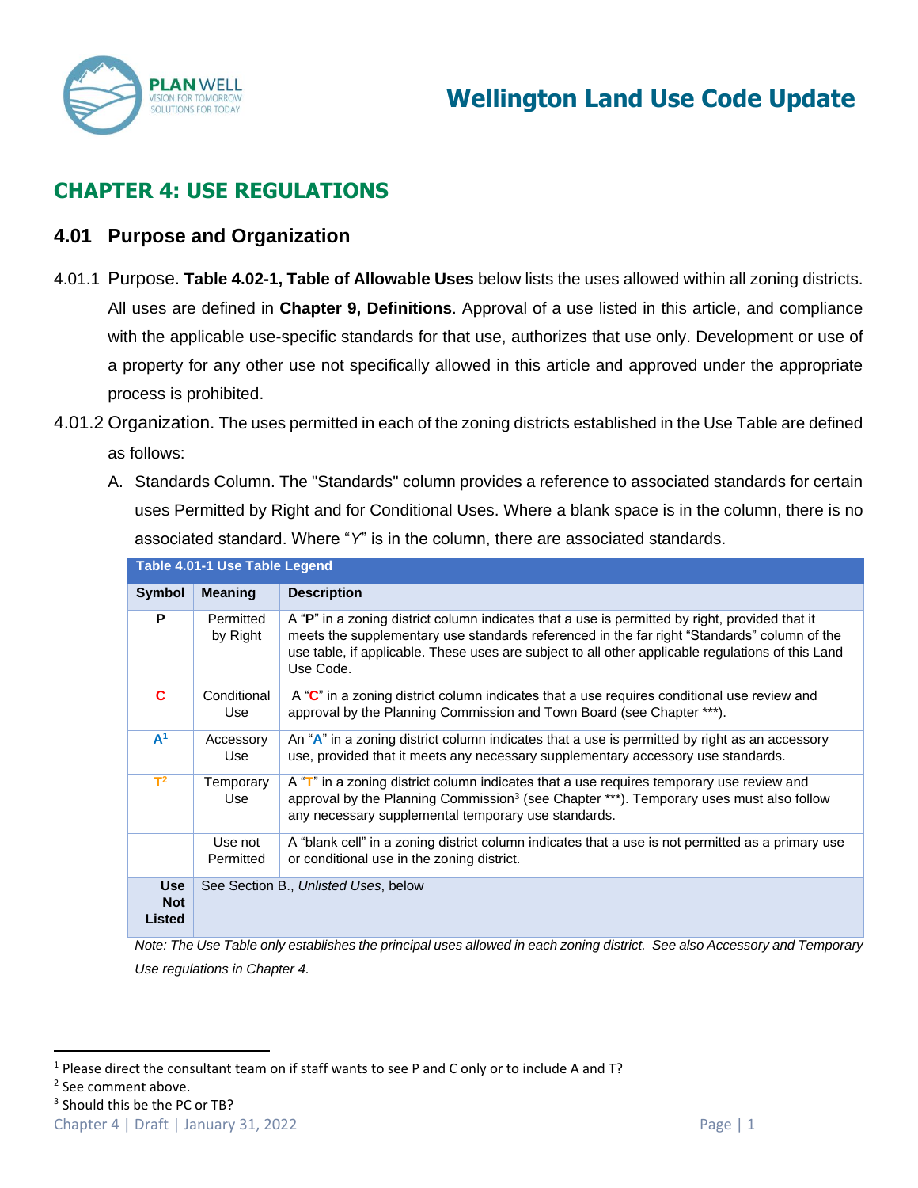# CHAPTER 4: USE REGULATIONS

## 4.01 Purpose and Organization

4.01.1 Purpose. **Table 4.02-1, Table of Allowable Uses** below lists the uses allowed within all zoning districts. All uses are defined in **Chapter 9, Definitions**. Approval of a use listed in this article, and compliance with the applicable use-specific standards for that use, authorizes that use only. Development or use of a property for any other use not specifically allowed in this article and approved under the appropriate process is prohibited.

4.01.2 Organization. The uses permitted in each of the zoning districts established in the Use Table are defined as follows:

A. Standards Column. The "Standards" column provides a reference to associated standards for certain uses Permitted by Right and for Conditional Uses. Where a blank space is in the column, there is no associated standard. Where "*Y*" is in the column, there are associated standards.

| Table 4.01-1 Use Table Legend | | |
|---|---|---|
| **Symbol** | **Meaning** | **Description** |
| **P** | Permitted by Right | A "**P**" in a zoning district column indicates that a use is permitted by right, provided that it meets the supplementary use standards referenced in the far right "Standards" column of the use table, if applicable. These uses are subject to all other applicable regulations of this Land Use Code. |
| **C** | Conditional Use | A "**C**" in a zoning district column indicates that a use requires conditional use review and approval by the Planning Commission and Town Board (see Chapter ***). |
| **A**[1] | Accessory Use | An "**A**" in a zoning district column indicates that a use is permitted by right as an accessory use, provided that it meets any necessary supplementary accessory use standards. |
| **T**[2] | Temporary Use | A "**T**" in a zoning district column indicates that a use requires temporary use review and approval by the Planning Commission[3] (see Chapter ***). Temporary uses must also follow any necessary supplemental temporary use standards. |
| | Use not Permitted | A "blank cell" in a zoning district column indicates that a use is not permitted as a primary use or conditional use in the zoning district. |
| **Use Not Listed** | See Section B., *Unlisted Uses*, below | |

*Note: The Use Table only establishes the principal uses allowed in each zoning district. See also Accessory and Temporary Use regulations in Chapter 4.*

[1] Please direct the consultant team on if staff wants to see P and C only or to include A and T?

[2] See comment above.

[3] Should this be the PC or TB?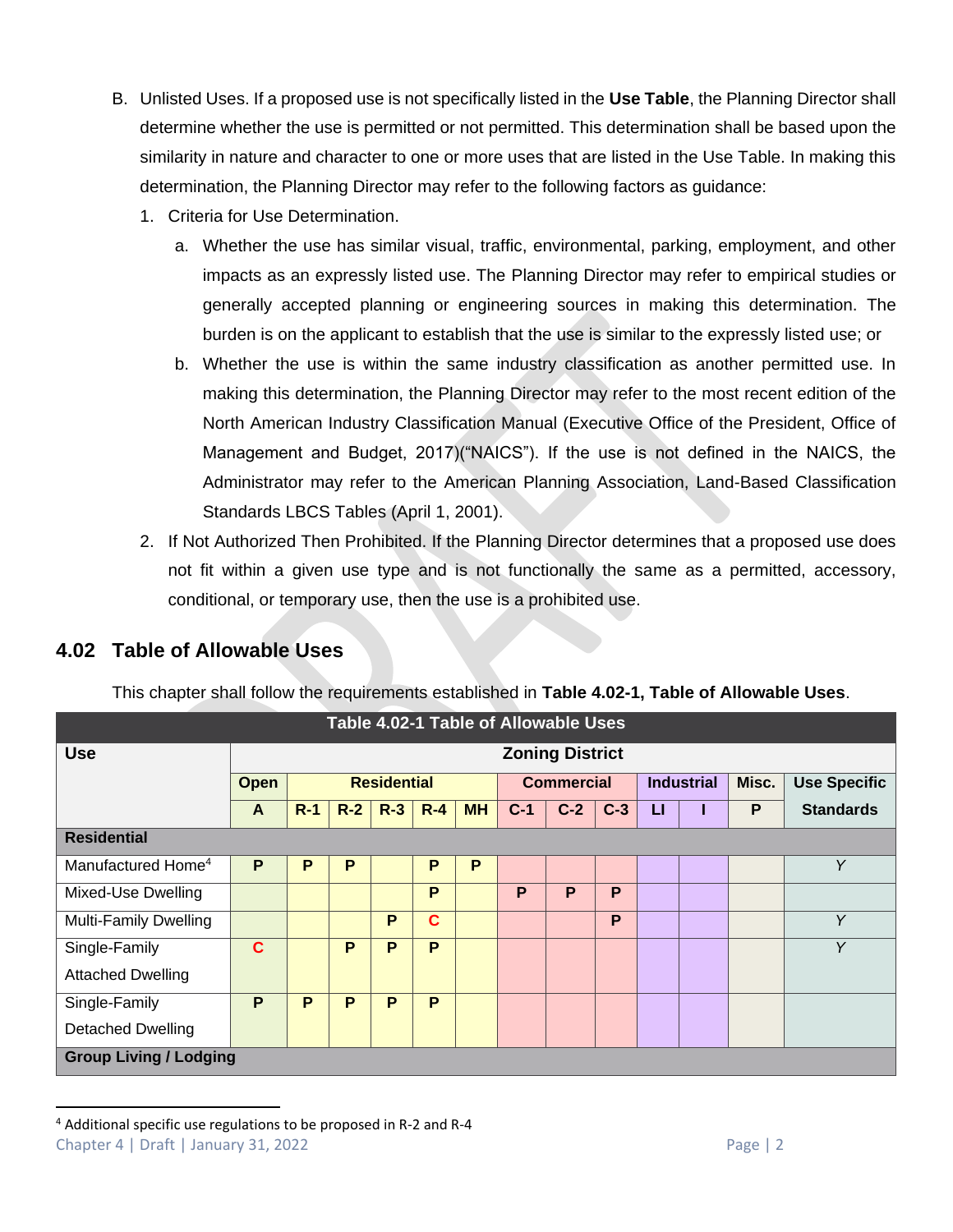B. Unlisted Uses. If a proposed use is not specifically listed in the **Use Table**, the Planning Director shall determine whether the use is permitted or not permitted. This determination shall be based upon the similarity in nature and character to one or more uses that are listed in the Use Table. In making this determination, the Planning Director may refer to the following factors as guidance:

1. Criteria for Use Determination.
   a. Whether the use has similar visual, traffic, environmental, parking, employment, and other impacts as an expressly listed use. The Planning Director may refer to empirical studies or generally accepted planning or engineering sources in making this determination. The burden is on the applicant to establish that the use is similar to the expressly listed use; or
   b. Whether the use is within the same industry classification as another permitted use. In making this determination, the Planning Director may refer to the most recent edition of the North American Industry Classification Manual (Executive Office of the President, Office of Management and Budget, 2017)("NAICS"). If the use is not defined in the NAICS, the Administrator may refer to the American Planning Association, Land-Based Classification Standards LBCS Tables (April 1, 2001).
2. If Not Authorized Then Prohibited. If the Planning Director determines that a proposed use does not fit within a given use type and is not functionally the same as a permitted, accessory, conditional, or temporary use, then the use is a prohibited use.

## 4.02 Table of Allowable Uses

This chapter shall follow the requirements established in **Table 4.02-1, Table of Allowable Uses**.

| Table 4.02-1 Table of Allowable Uses | | | | | | | | | | | | | |
|---|---|---|---|---|---|---|---|---|---|---|---|---|---|
| **Use** | **Zoning District** | | | | | | | | | | | | |
| | **Open** | **Residential** | | | | | **Commercial** | | | **Industrial** | | **Misc.** | **Use Specific Standards** |
| | **A** | **R-1** | **R-2** | **R-3** | **R-4** | **MH** | **C-1** | **C-2** | **C-3** | **LI** | **I** | **P** | |
| **Residential** | | | | | | | | | | | | | |
| Manufactured Home[4] | **P** | **P** | **P** | | **P** | **P** | | | | | | | *Y* |
| Mixed-Use Dwelling | | | | | **P** | | **P** | **P** | **P** | | | | |
| Multi-Family Dwelling | | | | **P** | **C** | | | | **P** | | | | *Y* |
| Single-Family Attached Dwelling | **C** | | **P** | **P** | **P** | | | | | | | | *Y* |
| Single-Family Detached Dwelling | **P** | **P** | **P** | **P** | **P** | | | | | | | | |
| **Group Living / Lodging** | | | | | | | | | | | | | |

[4] Additional specific use regulations to be proposed in R-2 and R-4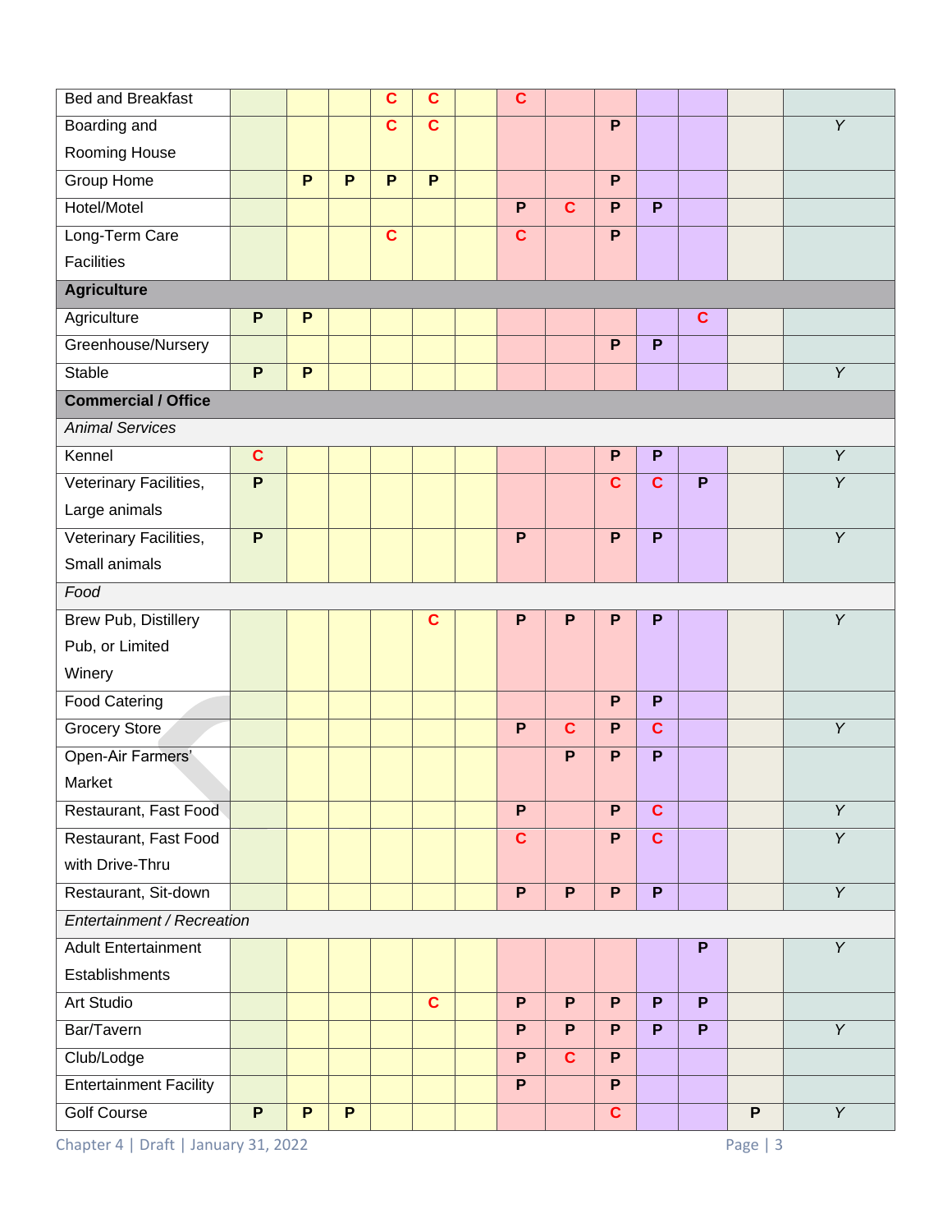| | | | | | | | | | | | | | |
|---|---|---|---|---|---|---|---|---|---|---|---|---|---|
| Bed and Breakfast | | | | C | C | | C | | | | | | |
| Boarding and Rooming House | | | | C | C | | | | P | | | | *Y* |
| Group Home | | P | P | P | P | | | | P | | | | |
| Hotel/Motel | | | | | | | P | C | P | P | | | |
| Long-Term Care Facilities | | | | C | | | C | | P | | | | |
| **Agriculture** | | | | | | | | | | | | | |
| Agriculture | P | P | | | | | | | | | C | | |
| Greenhouse/Nursery | | | | | | | | | P | P | | | |
| Stable | P | P | | | | | | | | | | | *Y* |
| **Commercial / Office** | | | | | | | | | | | | | |
| *Animal Services* | | | | | | | | | | | | | |
| Kennel | C | | | | | | | | P | P | | | *Y* |
| Veterinary Facilities, Large animals | P | | | | | | | | C | C | P | | *Y* |
| Veterinary Facilities, Small animals | P | | | | | | P | | P | P | | | *Y* |
| *Food* | | | | | | | | | | | | | |
| Brew Pub, Distillery Pub, or Limited Winery | | | | | C | | P | P | P | P | | | *Y* |
| Food Catering | | | | | | | | | P | P | | | |
| Grocery Store | | | | | | | P | C | P | C | | | *Y* |
| Open-Air Farmers' Market | | | | | | | | P | P | P | | | |
| Restaurant, Fast Food | | | | | | | P | | P | C | | | *Y* |
| Restaurant, Fast Food with Drive-Thru | | | | | | | C | | P | C | | | *Y* |
| Restaurant, Sit-down | | | | | | | P | P | P | P | | | *Y* |
| *Entertainment / Recreation* | | | | | | | | | | | | | |
| Adult Entertainment Establishments | | | | | | | | | | | P | | *Y* |
| Art Studio | | | | | C | | P | P | P | P | P | | |
| Bar/Tavern | | | | | | | P | P | P | P | P | | *Y* |
| Club/Lodge | | | | | | | P | C | P | | | | |
| Entertainment Facility | | | | | | | P | | P | | | | |
| Golf Course | P | P | P | | | | | | C | | | P | *Y* |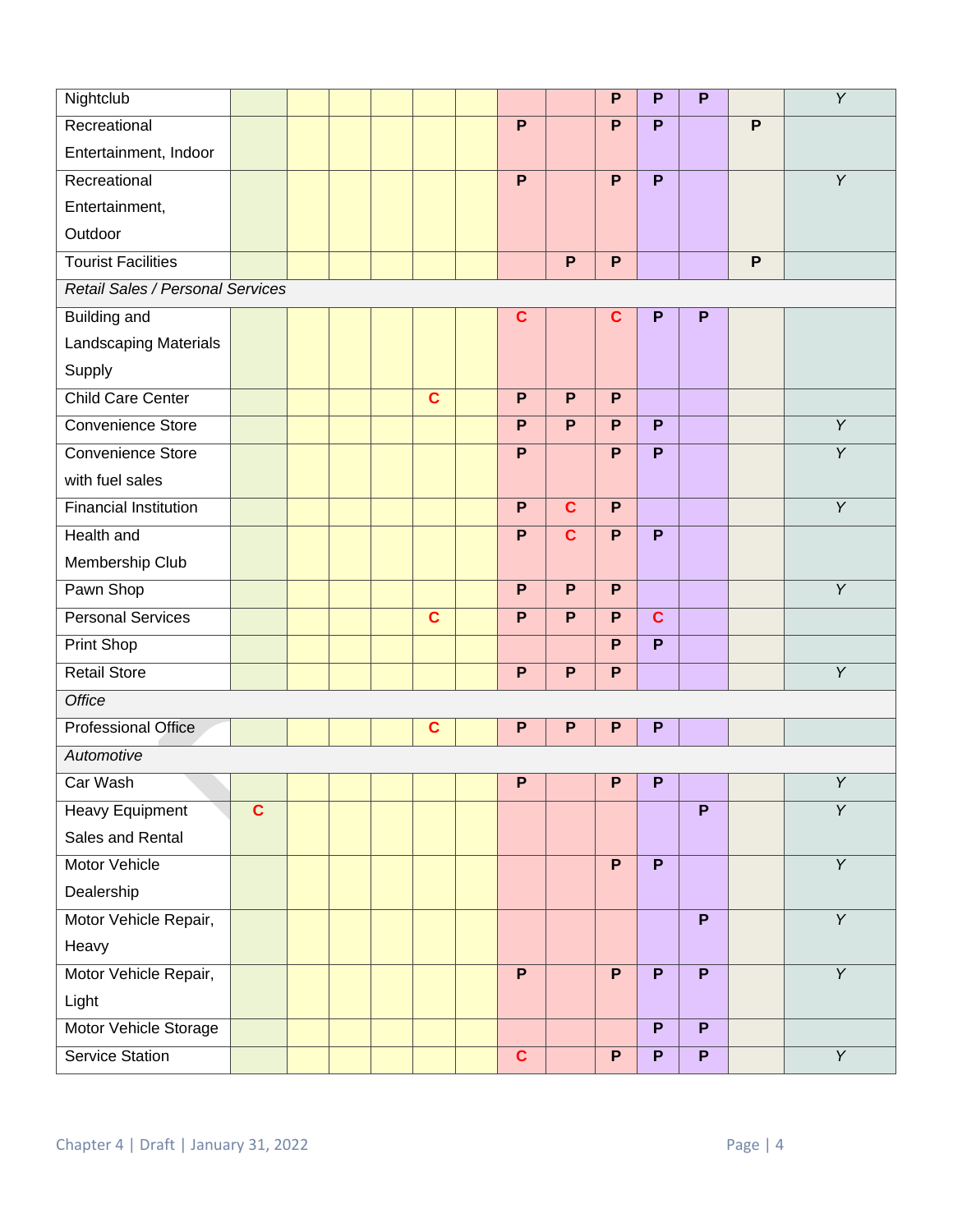| | | | | | | | | | | | | | |
|---|---|---|---|---|---|---|---|---|---|---|---|---|---|
| Nightclub | | | | | | | | | P | P | P | | *Y* |
| Recreational Entertainment, Indoor | | | | | | | P | | P | P | | P | |
| Recreational Entertainment, Outdoor | | | | | | | P | | P | P | | | *Y* |
| Tourist Facilities | | | | | | | | P | P | | | P | |
| *Retail Sales / Personal Services* | | | | | | | | | | | | | |
| Building and Landscaping Materials Supply | | | | | | | C | | C | P | P | | |
| Child Care Center | | | | | C | | P | P | P | | | | |
| Convenience Store | | | | | | | P | P | P | P | | | *Y* |
| Convenience Store with fuel sales | | | | | | | P | | P | P | | | *Y* |
| Financial Institution | | | | | | | P | C | P | | | | *Y* |
| Health and Membership Club | | | | | | | P | C | P | P | | | |
| Pawn Shop | | | | | | | P | P | P | | | | *Y* |
| Personal Services | | | | | C | | P | P | P | C | | | |
| Print Shop | | | | | | | | | P | P | | | |
| Retail Store | | | | | | | P | P | P | | | | *Y* |
| *Office* | | | | | | | | | | | | | |
| Professional Office | | | | | C | | P | P | P | P | | | |
| *Automotive* | | | | | | | | | | | | | |
| Car Wash | | | | | | | P | | P | P | | | *Y* |
| Heavy Equipment Sales and Rental | C | | | | | | | | | | P | | *Y* |
| Motor Vehicle Dealership | | | | | | | | | P | P | | | *Y* |
| Motor Vehicle Repair, Heavy | | | | | | | | | | | P | | *Y* |
| Motor Vehicle Repair, Light | | | | | | | P | | P | P | P | | *Y* |
| Motor Vehicle Storage | | | | | | | | | | P | P | | |
| Service Station | | | | | | | C | | P | P | P | | *Y* |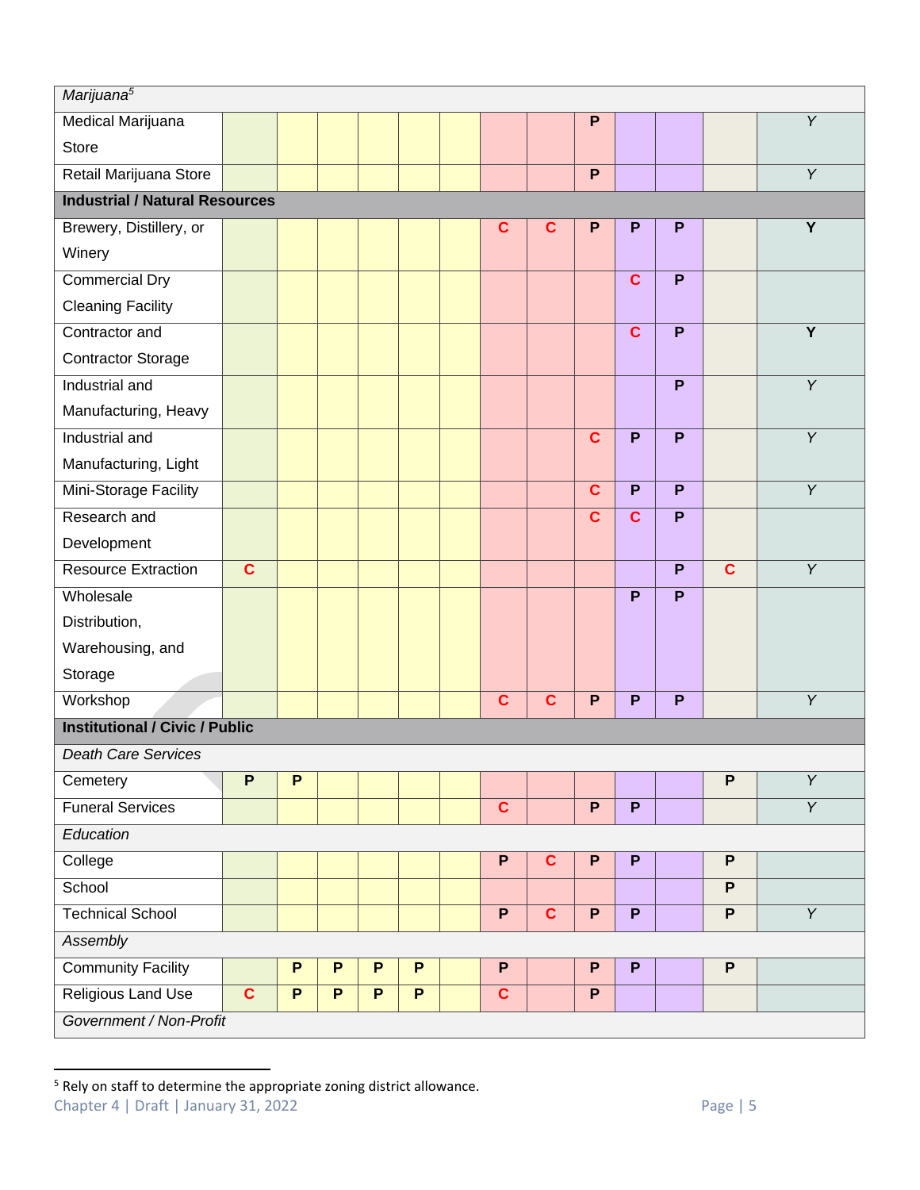| Use | | | | | | | | | | | | | |
|---|---|---|---|---|---|---|---|---|---|---|---|---|---|
| *Marijuana*[5] | | | | | | | | | | | | | |
| Medical Marijuana Store | | | | | | | | | P | | | | *Y* |
| Retail Marijuana Store | | | | | | | | | P | | | | *Y* |
| **Industrial / Natural Resources** | | | | | | | | | | | | | |
| Brewery, Distillery, or Winery | | | | | | | C | C | P | P | P | | **Y** |
| Commercial Dry Cleaning Facility | | | | | | | | | | C | P | | |
| Contractor and Contractor Storage | | | | | | | | | | C | P | | **Y** |
| Industrial and Manufacturing, Heavy | | | | | | | | | | | P | | *Y* |
| Industrial and Manufacturing, Light | | | | | | | | | C | P | P | | *Y* |
| Mini-Storage Facility | | | | | | | | | C | P | P | | *Y* |
| Research and Development | | | | | | | | | C | C | P | | |
| Resource Extraction | C | | | | | | | | | | P | C | *Y* |
| Wholesale Distribution, Warehousing, and Storage | | | | | | | | | | P | P | | |
| Workshop | | | | | | | C | C | P | P | P | | *Y* |
| **Institutional / Civic / Public** | | | | | | | | | | | | | |
| *Death Care Services* | | | | | | | | | | | | | |
| Cemetery | P | P | | | | | | | | | | P | *Y* |
| Funeral Services | | | | | | | C | | P | P | | | *Y* |
| *Education* | | | | | | | | | | | | | |
| College | | | | | | | P | C | P | P | | P | |
| School | | | | | | | | | | | | P | |
| Technical School | | | | | | | P | C | P | P | | P | *Y* |
| *Assembly* | | | | | | | | | | | | | |
| Community Facility | | P | P | P | P | | P | | P | P | | P | |
| Religious Land Use | C | P | P | P | P | | C | | P | | | | |
| *Government / Non-Profit* | | | | | | | | | | | | | |

[5] Rely on staff to determine the appropriate zoning district allowance.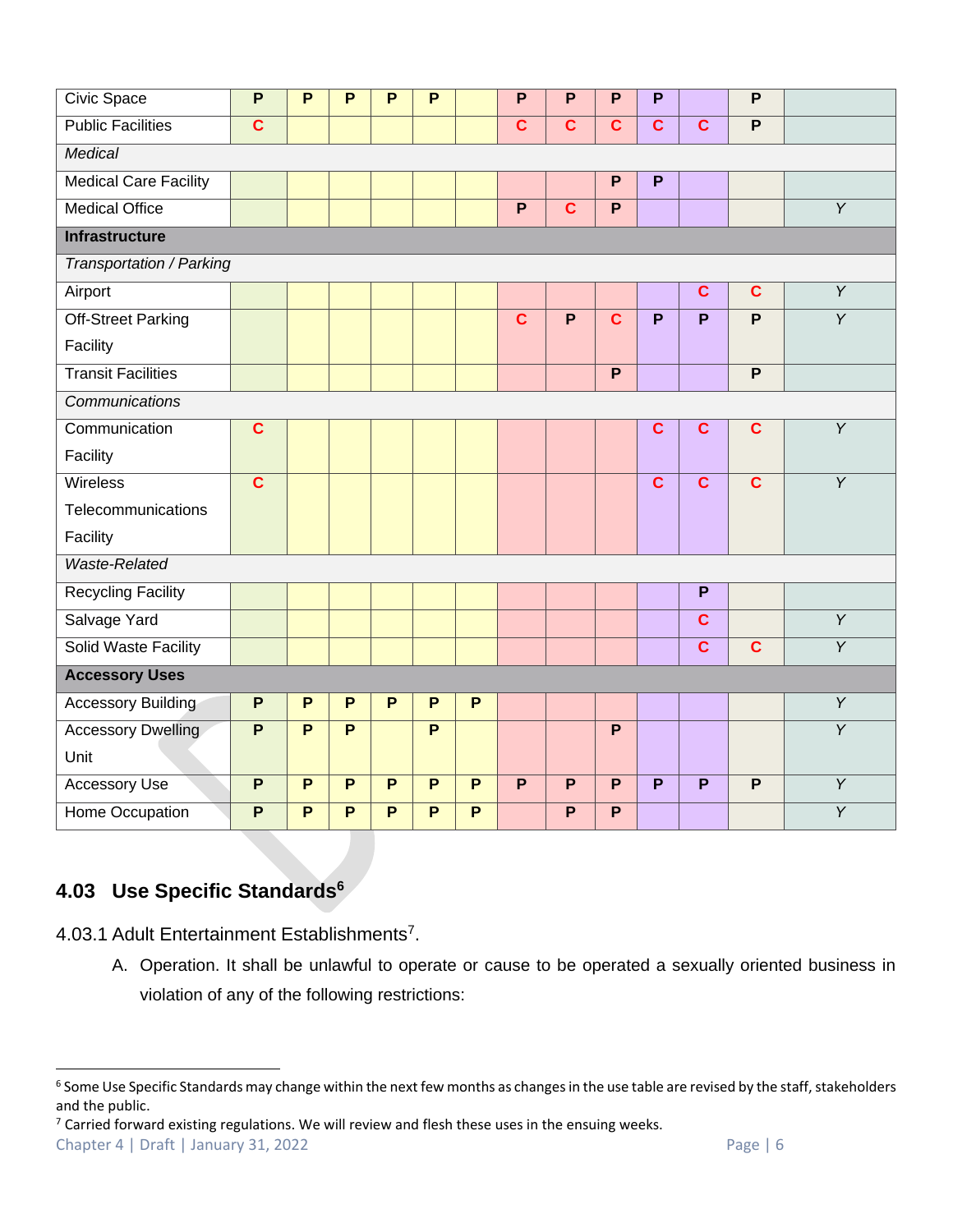| | | | | | | | | | | | | | |
|---|---|---|---|---|---|---|---|---|---|---|---|---|---|
| Civic Space | P | P | P | P | P | | P | P | P | P | | P | |
| Public Facilities | C | | | | | | C | C | C | C | C | P | |
| *Medical* | | | | | | | | | | | | | |
| Medical Care Facility | | | | | | | | | P | P | | | |
| Medical Office | | | | | | | P | C | P | | | | Y |
| **Infrastructure** | | | | | | | | | | | | | |
| *Transportation / Parking* | | | | | | | | | | | | | |
| Airport | | | | | | | | | | | C | C | Y |
| Off-Street Parking Facility | | | | | | | C | P | C | P | P | P | Y |
| Transit Facilities | | | | | | | | | P | | | P | |
| *Communications* | | | | | | | | | | | | | |
| Communication Facility | C | | | | | | | | | C | C | C | Y |
| Wireless Telecommunications Facility | C | | | | | | | | | C | C | C | Y |
| *Waste-Related* | | | | | | | | | | | | | |
| Recycling Facility | | | | | | | | | | | P | | |
| Salvage Yard | | | | | | | | | | | C | | Y |
| Solid Waste Facility | | | | | | | | | | | C | C | Y |
| **Accessory Uses** | | | | | | | | | | | | | |
| Accessory Building | P | P | P | P | P | P | | | | | | | Y |
| Accessory Dwelling Unit | P | P | P | | P | | | | P | | | | Y |
| Accessory Use | P | P | P | P | P | P | P | P | P | P | P | P | Y |
| Home Occupation | P | P | P | P | P | P | | P | P | | | | Y |

## 4.03 Use Specific Standards[6]

4.03.1 Adult Entertainment Establishments[7].

A. Operation. It shall be unlawful to operate or cause to be operated a sexually oriented business in violation of any of the following restrictions:

---

[6] Some Use Specific Standards may change within the next few months as changes in the use table are revised by the staff, stakeholders and the public.

[7] Carried forward existing regulations. We will review and flesh these uses in the ensuing weeks.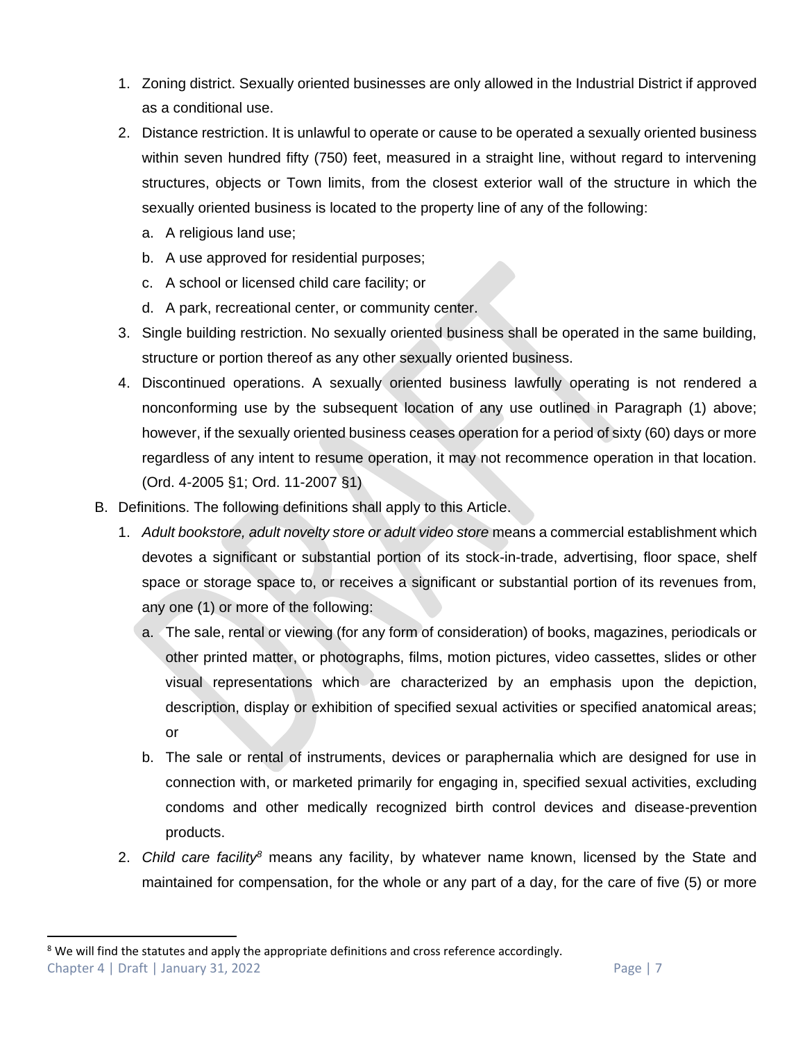1. Zoning district. Sexually oriented businesses are only allowed in the Industrial District if approved as a conditional use.
2. Distance restriction. It is unlawful to operate or cause to be operated a sexually oriented business within seven hundred fifty (750) feet, measured in a straight line, without regard to intervening structures, objects or Town limits, from the closest exterior wall of the structure in which the sexually oriented business is located to the property line of any of the following:
   a. A religious land use;
   b. A use approved for residential purposes;
   c. A school or licensed child care facility; or
   d. A park, recreational center, or community center.
3. Single building restriction. No sexually oriented business shall be operated in the same building, structure or portion thereof as any other sexually oriented business.
4. Discontinued operations. A sexually oriented business lawfully operating is not rendered a nonconforming use by the subsequent location of any use outlined in Paragraph (1) above; however, if the sexually oriented business ceases operation for a period of sixty (60) days or more regardless of any intent to resume operation, it may not recommence operation in that location. (Ord. 4-2005 §1; Ord. 11-2007 §1)

B. Definitions. The following definitions shall apply to this Article.

1. *Adult bookstore, adult novelty store or adult video store* means a commercial establishment which devotes a significant or substantial portion of its stock-in-trade, advertising, floor space, shelf space or storage space to, or receives a significant or substantial portion of its revenues from, any one (1) or more of the following:
   a. The sale, rental or viewing (for any form of consideration) of books, magazines, periodicals or other printed matter, or photographs, films, motion pictures, video cassettes, slides or other visual representations which are characterized by an emphasis upon the depiction, description, display or exhibition of specified sexual activities or specified anatomical areas; or
   b. The sale or rental of instruments, devices or paraphernalia which are designed for use in connection with, or marketed primarily for engaging in, specified sexual activities, excluding condoms and other medically recognized birth control devices and disease-prevention products.
2. *Child care facility*[8] means any facility, by whatever name known, licensed by the State and maintained for compensation, for the whole or any part of a day, for the care of five (5) or more

[8] We will find the statutes and apply the appropriate definitions and cross reference accordingly.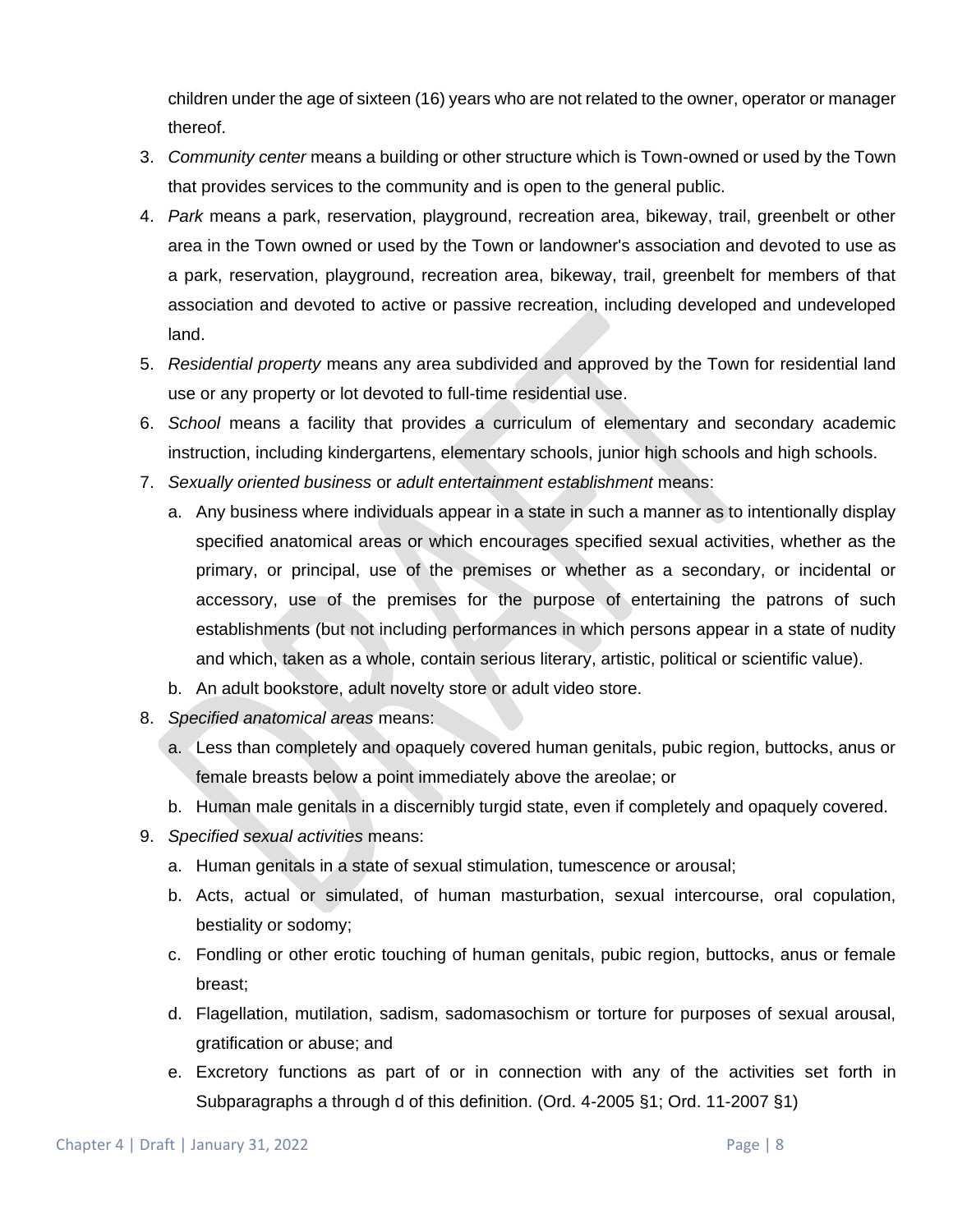children under the age of sixteen (16) years who are not related to the owner, operator or manager thereof.

3. *Community center* means a building or other structure which is Town-owned or used by the Town that provides services to the community and is open to the general public.
4. *Park* means a park, reservation, playground, recreation area, bikeway, trail, greenbelt or other area in the Town owned or used by the Town or landowner's association and devoted to use as a park, reservation, playground, recreation area, bikeway, trail, greenbelt for members of that association and devoted to active or passive recreation, including developed and undeveloped land.
5. *Residential property* means any area subdivided and approved by the Town for residential land use or any property or lot devoted to full-time residential use.
6. *School* means a facility that provides a curriculum of elementary and secondary academic instruction, including kindergartens, elementary schools, junior high schools and high schools.
7. *Sexually oriented business* or *adult entertainment establishment* means:
   a. Any business where individuals appear in a state in such a manner as to intentionally display specified anatomical areas or which encourages specified sexual activities, whether as the primary, or principal, use of the premises or whether as a secondary, or incidental or accessory, use of the premises for the purpose of entertaining the patrons of such establishments (but not including performances in which persons appear in a state of nudity and which, taken as a whole, contain serious literary, artistic, political or scientific value).
   b. An adult bookstore, adult novelty store or adult video store.
8. *Specified anatomical areas* means:
   a. Less than completely and opaquely covered human genitals, pubic region, buttocks, anus or female breasts below a point immediately above the areolae; or
   b. Human male genitals in a discernibly turgid state, even if completely and opaquely covered.
9. *Specified sexual activities* means:
   a. Human genitals in a state of sexual stimulation, tumescence or arousal;
   b. Acts, actual or simulated, of human masturbation, sexual intercourse, oral copulation, bestiality or sodomy;
   c. Fondling or other erotic touching of human genitals, pubic region, buttocks, anus or female breast;
   d. Flagellation, mutilation, sadism, sadomasochism or torture for purposes of sexual arousal, gratification or abuse; and
   e. Excretory functions as part of or in connection with any of the activities set forth in Subparagraphs a through d of this definition. (Ord. 4-2005 §1; Ord. 11-2007 §1)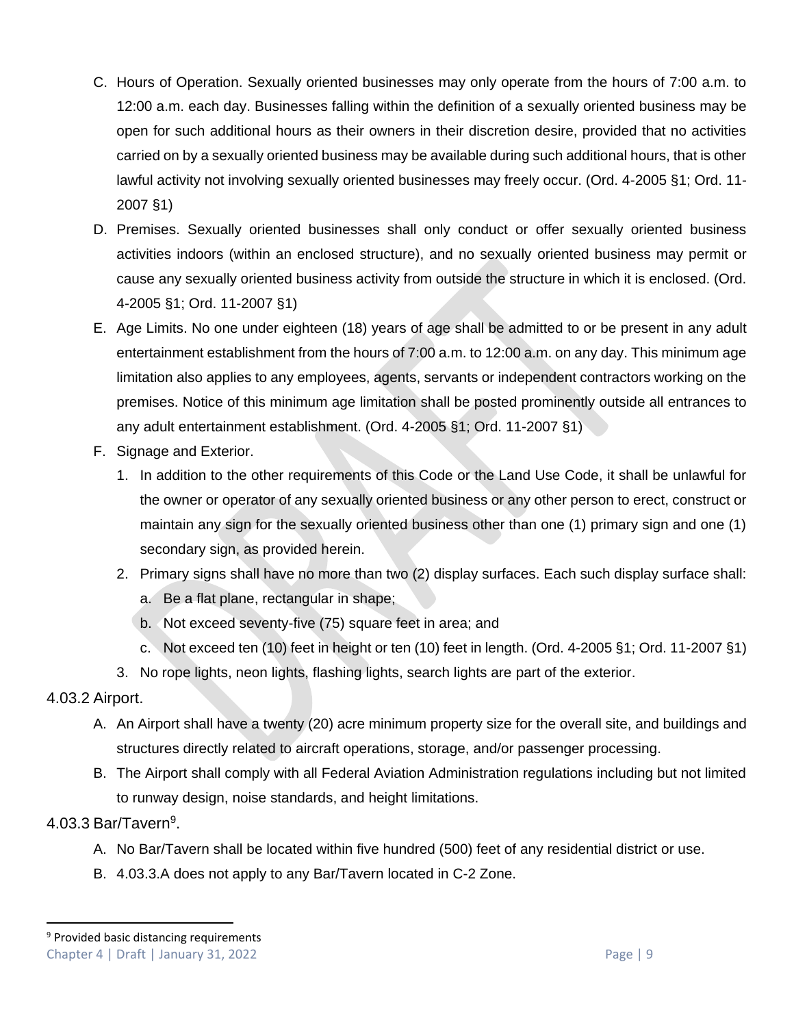C. Hours of Operation. Sexually oriented businesses may only operate from the hours of 7:00 a.m. to 12:00 a.m. each day. Businesses falling within the definition of a sexually oriented business may be open for such additional hours as their owners in their discretion desire, provided that no activities carried on by a sexually oriented business may be available during such additional hours, that is other lawful activity not involving sexually oriented businesses may freely occur. (Ord. 4-2005 §1; Ord. 11-2007 §1)

D. Premises. Sexually oriented businesses shall only conduct or offer sexually oriented business activities indoors (within an enclosed structure), and no sexually oriented business may permit or cause any sexually oriented business activity from outside the structure in which it is enclosed. (Ord. 4-2005 §1; Ord. 11-2007 §1)

E. Age Limits. No one under eighteen (18) years of age shall be admitted to or be present in any adult entertainment establishment from the hours of 7:00 a.m. to 12:00 a.m. on any day. This minimum age limitation also applies to any employees, agents, servants or independent contractors working on the premises. Notice of this minimum age limitation shall be posted prominently outside all entrances to any adult entertainment establishment. (Ord. 4-2005 §1; Ord. 11-2007 §1)

F. Signage and Exterior.
   1. In addition to the other requirements of this Code or the Land Use Code, it shall be unlawful for the owner or operator of any sexually oriented business or any other person to erect, construct or maintain any sign for the sexually oriented business other than one (1) primary sign and one (1) secondary sign, as provided herein.
   2. Primary signs shall have no more than two (2) display surfaces. Each such display surface shall:
      a. Be a flat plane, rectangular in shape;
      b. Not exceed seventy-five (75) square feet in area; and
      c. Not exceed ten (10) feet in height or ten (10) feet in length. (Ord. 4-2005 §1; Ord. 11-2007 §1)
   3. No rope lights, neon lights, flashing lights, search lights are part of the exterior.

## 4.03.2 Airport.

A. An Airport shall have a twenty (20) acre minimum property size for the overall site, and buildings and structures directly related to aircraft operations, storage, and/or passenger processing.

B. The Airport shall comply with all Federal Aviation Administration regulations including but not limited to runway design, noise standards, and height limitations.

## 4.03.3 Bar/Tavern[9].

A. No Bar/Tavern shall be located within five hundred (500) feet of any residential district or use.

B. 4.03.3.A does not apply to any Bar/Tavern located in C-2 Zone.

[9] Provided basic distancing requirements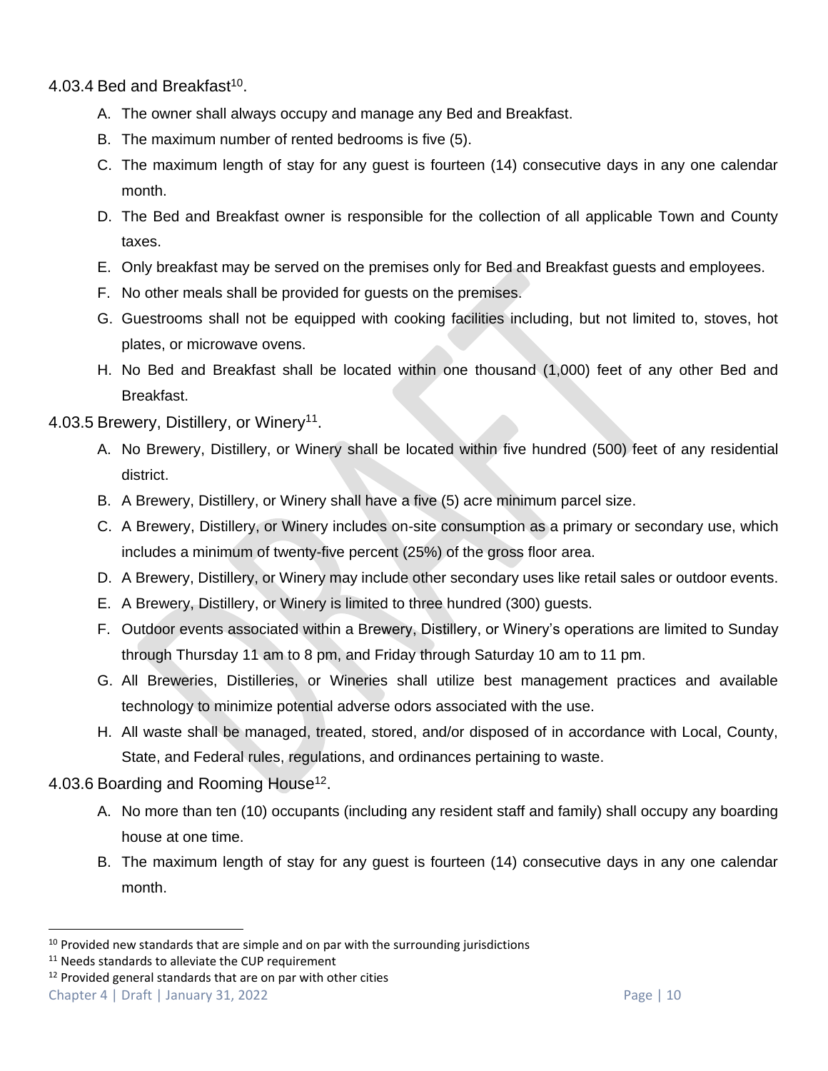#### 4.03.4 Bed and Breakfast[10].

A. The owner shall always occupy and manage any Bed and Breakfast.

B. The maximum number of rented bedrooms is five (5).

C. The maximum length of stay for any guest is fourteen (14) consecutive days in any one calendar month.

D. The Bed and Breakfast owner is responsible for the collection of all applicable Town and County taxes.

E. Only breakfast may be served on the premises only for Bed and Breakfast guests and employees.

F. No other meals shall be provided for guests on the premises.

G. Guestrooms shall not be equipped with cooking facilities including, but not limited to, stoves, hot plates, or microwave ovens.

H. No Bed and Breakfast shall be located within one thousand (1,000) feet of any other Bed and Breakfast.

#### 4.03.5 Brewery, Distillery, or Winery[11].

A. No Brewery, Distillery, or Winery shall be located within five hundred (500) feet of any residential district.

B. A Brewery, Distillery, or Winery shall have a five (5) acre minimum parcel size.

C. A Brewery, Distillery, or Winery includes on-site consumption as a primary or secondary use, which includes a minimum of twenty-five percent (25%) of the gross floor area.

D. A Brewery, Distillery, or Winery may include other secondary uses like retail sales or outdoor events.

E. A Brewery, Distillery, or Winery is limited to three hundred (300) guests.

F. Outdoor events associated within a Brewery, Distillery, or Winery's operations are limited to Sunday through Thursday 11 am to 8 pm, and Friday through Saturday 10 am to 11 pm.

G. All Breweries, Distilleries, or Wineries shall utilize best management practices and available technology to minimize potential adverse odors associated with the use.

H. All waste shall be managed, treated, stored, and/or disposed of in accordance with Local, County, State, and Federal rules, regulations, and ordinances pertaining to waste.

#### 4.03.6 Boarding and Rooming House[12].

A. No more than ten (10) occupants (including any resident staff and family) shall occupy any boarding house at one time.

B. The maximum length of stay for any guest is fourteen (14) consecutive days in any one calendar month.

---

[10] Provided new standards that are simple and on par with the surrounding jurisdictions

[11] Needs standards to alleviate the CUP requirement

[12] Provided general standards that are on par with other cities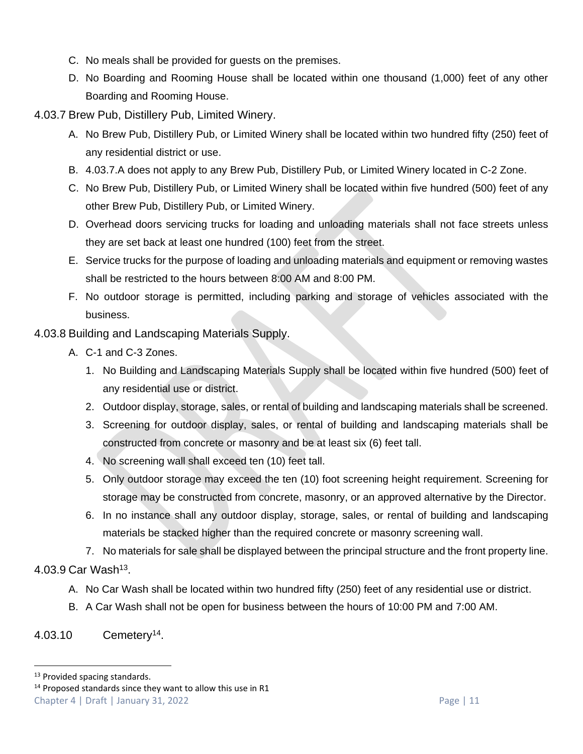C. No meals shall be provided for guests on the premises.

D. No Boarding and Rooming House shall be located within one thousand (1,000) feet of any other Boarding and Rooming House.

### 4.03.7 Brew Pub, Distillery Pub, Limited Winery.

A. No Brew Pub, Distillery Pub, or Limited Winery shall be located within two hundred fifty (250) feet of any residential district or use.

B. 4.03.7.A does not apply to any Brew Pub, Distillery Pub, or Limited Winery located in C-2 Zone.

C. No Brew Pub, Distillery Pub, or Limited Winery shall be located within five hundred (500) feet of any other Brew Pub, Distillery Pub, or Limited Winery.

D. Overhead doors servicing trucks for loading and unloading materials shall not face streets unless they are set back at least one hundred (100) feet from the street.

E. Service trucks for the purpose of loading and unloading materials and equipment or removing wastes shall be restricted to the hours between 8:00 AM and 8:00 PM.

F. No outdoor storage is permitted, including parking and storage of vehicles associated with the business.

### 4.03.8 Building and Landscaping Materials Supply.

A. C-1 and C-3 Zones.

1. No Building and Landscaping Materials Supply shall be located within five hundred (500) feet of any residential use or district.
2. Outdoor display, storage, sales, or rental of building and landscaping materials shall be screened.
3. Screening for outdoor display, sales, or rental of building and landscaping materials shall be constructed from concrete or masonry and be at least six (6) feet tall.
4. No screening wall shall exceed ten (10) feet tall.
5. Only outdoor storage may exceed the ten (10) foot screening height requirement. Screening for storage may be constructed from concrete, masonry, or an approved alternative by the Director.
6. In no instance shall any outdoor display, storage, sales, or rental of building and landscaping materials be stacked higher than the required concrete or masonry screening wall.
7. No materials for sale shall be displayed between the principal structure and the front property line.

### 4.03.9 Car Wash[13].

A. No Car Wash shall be located within two hundred fifty (250) feet of any residential use or district.

B. A Car Wash shall not be open for business between the hours of 10:00 PM and 7:00 AM.

### 4.03.10 Cemetery[14].

---

[13] Provided spacing standards.

[14] Proposed standards since they want to allow this use in R1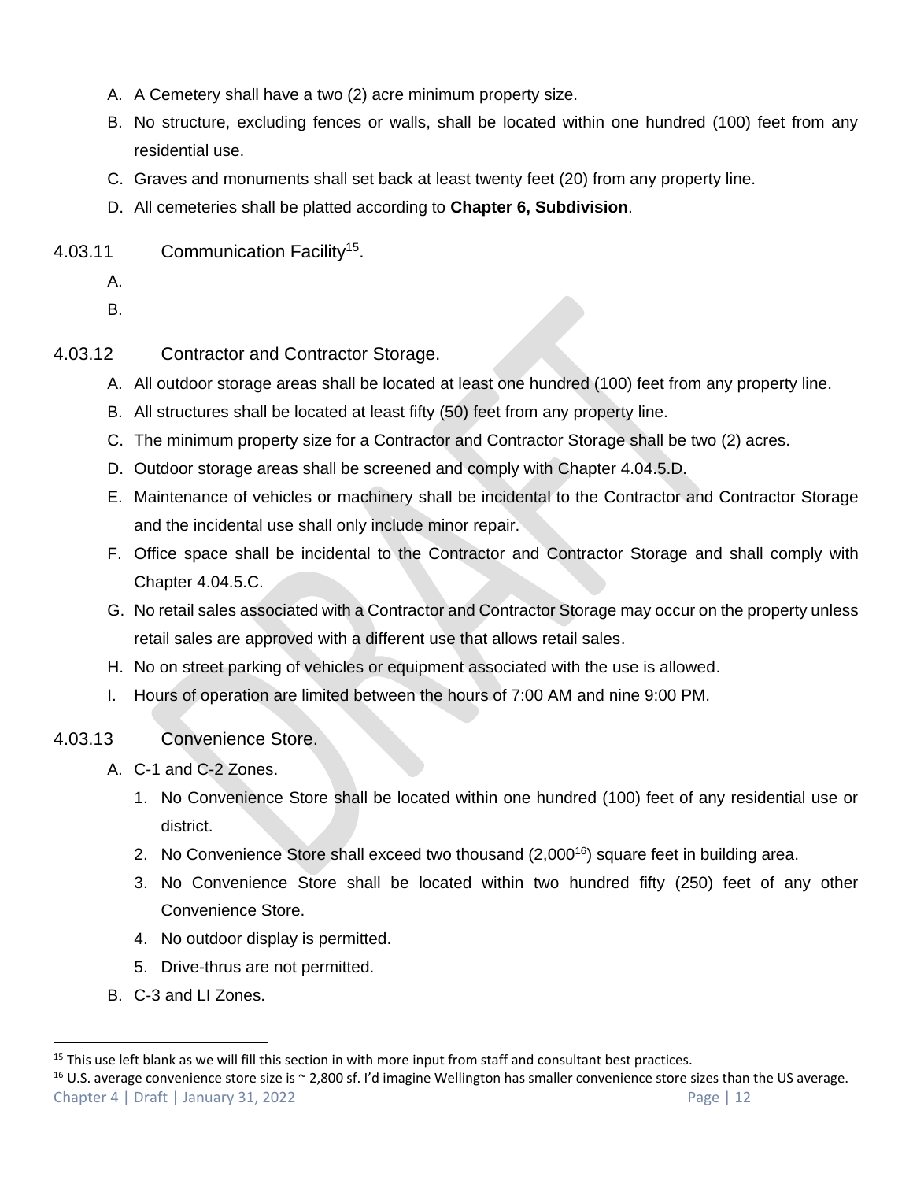A. A Cemetery shall have a two (2) acre minimum property size.

B. No structure, excluding fences or walls, shall be located within one hundred (100) feet from any residential use.

C. Graves and monuments shall set back at least twenty feet (20) from any property line.

D. All cemeteries shall be platted according to **Chapter 6, Subdivision**.

### 4.03.11 Communication Facility[15].

A.

B.

### 4.03.12 Contractor and Contractor Storage.

A. All outdoor storage areas shall be located at least one hundred (100) feet from any property line.

B. All structures shall be located at least fifty (50) feet from any property line.

C. The minimum property size for a Contractor and Contractor Storage shall be two (2) acres.

D. Outdoor storage areas shall be screened and comply with Chapter 4.04.5.D.

E. Maintenance of vehicles or machinery shall be incidental to the Contractor and Contractor Storage and the incidental use shall only include minor repair.

F. Office space shall be incidental to the Contractor and Contractor Storage and shall comply with Chapter 4.04.5.C.

G. No retail sales associated with a Contractor and Contractor Storage may occur on the property unless retail sales are approved with a different use that allows retail sales.

H. No on street parking of vehicles or equipment associated with the use is allowed.

I. Hours of operation are limited between the hours of 7:00 AM and nine 9:00 PM.

### 4.03.13 Convenience Store.

A. C-1 and C-2 Zones.

1. No Convenience Store shall be located within one hundred (100) feet of any residential use or district.
2. No Convenience Store shall exceed two thousand (2,000[16]) square feet in building area.
3. No Convenience Store shall be located within two hundred fifty (250) feet of any other Convenience Store.
4. No outdoor display is permitted.
5. Drive-thrus are not permitted.

B. C-3 and LI Zones.

---

[15] This use left blank as we will fill this section in with more input from staff and consultant best practices.

[16] U.S. average convenience store size is ~ 2,800 sf. I'd imagine Wellington has smaller convenience store sizes than the US average.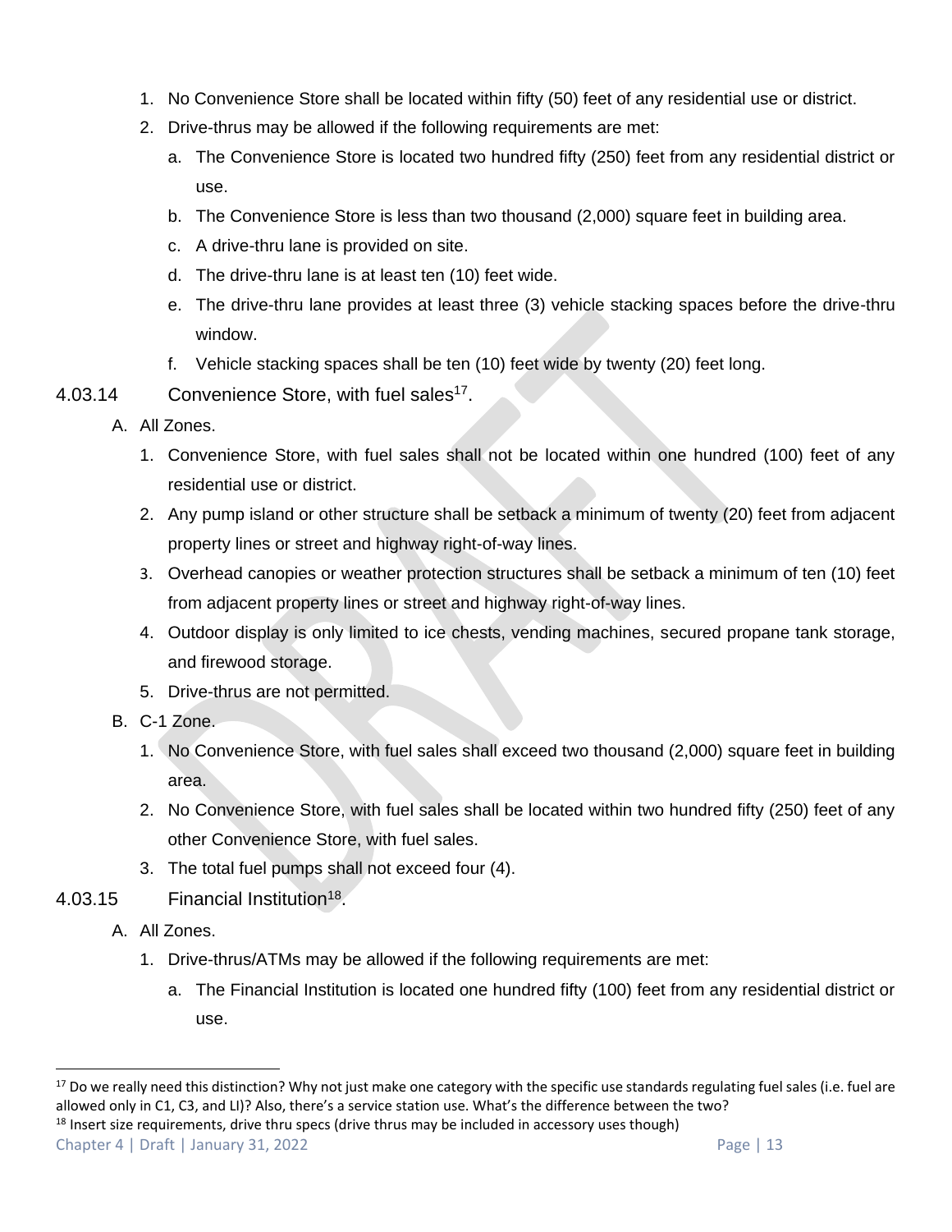1. No Convenience Store shall be located within fifty (50) feet of any residential use or district.
2. Drive-thrus may be allowed if the following requirements are met:
   a. The Convenience Store is located two hundred fifty (250) feet from any residential district or use.
   b. The Convenience Store is less than two thousand (2,000) square feet in building area.
   c. A drive-thru lane is provided on site.
   d. The drive-thru lane is at least ten (10) feet wide.
   e. The drive-thru lane provides at least three (3) vehicle stacking spaces before the drive-thru window.
   f. Vehicle stacking spaces shall be ten (10) feet wide by twenty (20) feet long.

### 4.03.14 Convenience Store, with fuel sales[17].

A. All Zones.

1. Convenience Store, with fuel sales shall not be located within one hundred (100) feet of any residential use or district.
2. Any pump island or other structure shall be setback a minimum of twenty (20) feet from adjacent property lines or street and highway right-of-way lines.
3. Overhead canopies or weather protection structures shall be setback a minimum of ten (10) feet from adjacent property lines or street and highway right-of-way lines.
4. Outdoor display is only limited to ice chests, vending machines, secured propane tank storage, and firewood storage.
5. Drive-thrus are not permitted.

B. C-1 Zone.

1. No Convenience Store, with fuel sales shall exceed two thousand (2,000) square feet in building area.
2. No Convenience Store, with fuel sales shall be located within two hundred fifty (250) feet of any other Convenience Store, with fuel sales.
3. The total fuel pumps shall not exceed four (4).

### 4.03.15 Financial Institution[18].

A. All Zones.

1. Drive-thrus/ATMs may be allowed if the following requirements are met:
   a. The Financial Institution is located one hundred fifty (100) feet from any residential district or use.

---

[17] Do we really need this distinction? Why not just make one category with the specific use standards regulating fuel sales (i.e. fuel are allowed only in C1, C3, and LI)? Also, there's a service station use. What's the difference between the two?

[18] Insert size requirements, drive thru specs (drive thrus may be included in accessory uses though)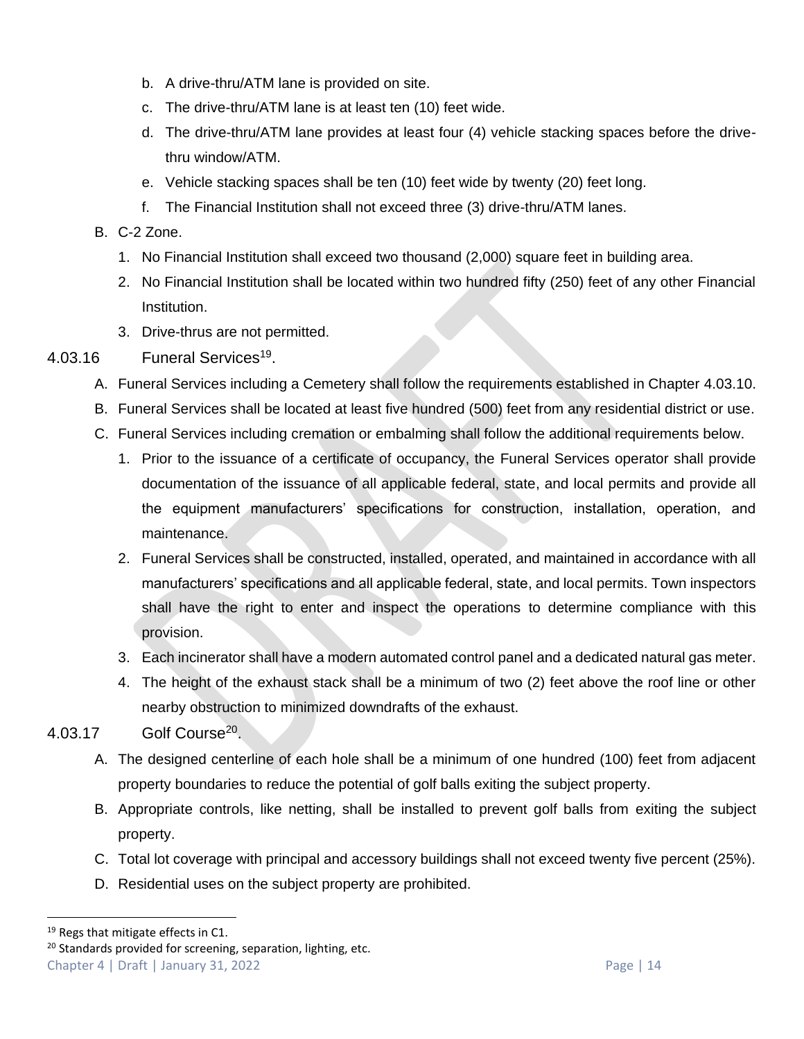b. A drive-thru/ATM lane is provided on site.
c. The drive-thru/ATM lane is at least ten (10) feet wide.
d. The drive-thru/ATM lane provides at least four (4) vehicle stacking spaces before the drive-thru window/ATM.
e. Vehicle stacking spaces shall be ten (10) feet wide by twenty (20) feet long.
f. The Financial Institution shall not exceed three (3) drive-thru/ATM lanes.

B. C-2 Zone.
1. No Financial Institution shall exceed two thousand (2,000) square feet in building area.
2. No Financial Institution shall be located within two hundred fifty (250) feet of any other Financial Institution.
3. Drive-thrus are not permitted.

### 4.03.16 Funeral Services[19].

A. Funeral Services including a Cemetery shall follow the requirements established in Chapter 4.03.10.
B. Funeral Services shall be located at least five hundred (500) feet from any residential district or use.
C. Funeral Services including cremation or embalming shall follow the additional requirements below.
1. Prior to the issuance of a certificate of occupancy, the Funeral Services operator shall provide documentation of the issuance of all applicable federal, state, and local permits and provide all the equipment manufacturers' specifications for construction, installation, operation, and maintenance.
2. Funeral Services shall be constructed, installed, operated, and maintained in accordance with all manufacturers' specifications and all applicable federal, state, and local permits. Town inspectors shall have the right to enter and inspect the operations to determine compliance with this provision.
3. Each incinerator shall have a modern automated control panel and a dedicated natural gas meter.
4. The height of the exhaust stack shall be a minimum of two (2) feet above the roof line or other nearby obstruction to minimized downdrafts of the exhaust.

### 4.03.17 Golf Course[20].

A. The designed centerline of each hole shall be a minimum of one hundred (100) feet from adjacent property boundaries to reduce the potential of golf balls exiting the subject property.
B. Appropriate controls, like netting, shall be installed to prevent golf balls from exiting the subject property.
C. Total lot coverage with principal and accessory buildings shall not exceed twenty five percent (25%).
D. Residential uses on the subject property are prohibited.

---

[19] Regs that mitigate effects in C1.

[20] Standards provided for screening, separation, lighting, etc.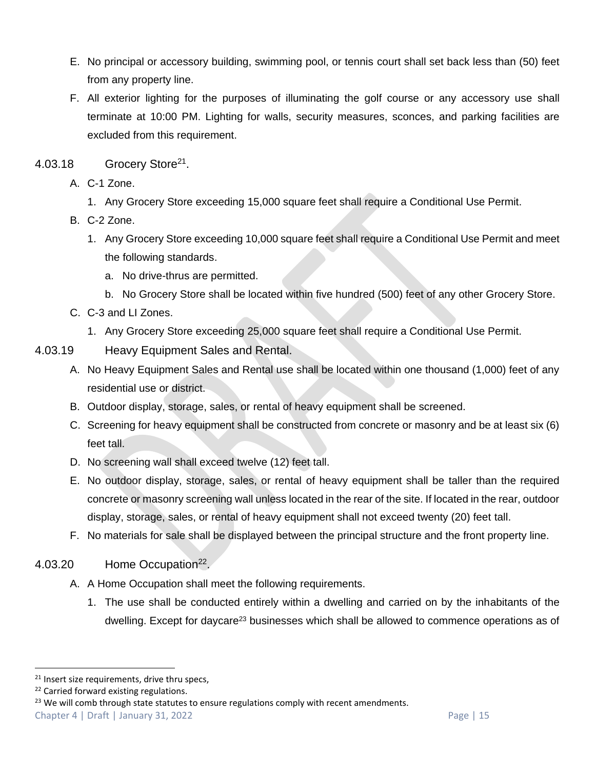E. No principal or accessory building, swimming pool, or tennis court shall set back less than (50) feet from any property line.

F. All exterior lighting for the purposes of illuminating the golf course or any accessory use shall terminate at 10:00 PM. Lighting for walls, security measures, sconces, and parking facilities are excluded from this requirement.

### 4.03.18 Grocery Store[21].

A. C-1 Zone.

1. Any Grocery Store exceeding 15,000 square feet shall require a Conditional Use Permit.

B. C-2 Zone.

1. Any Grocery Store exceeding 10,000 square feet shall require a Conditional Use Permit and meet the following standards.

   a. No drive-thrus are permitted.

   b. No Grocery Store shall be located within five hundred (500) feet of any other Grocery Store.

C. C-3 and LI Zones.

1. Any Grocery Store exceeding 25,000 square feet shall require a Conditional Use Permit.

### 4.03.19 Heavy Equipment Sales and Rental.

A. No Heavy Equipment Sales and Rental use shall be located within one thousand (1,000) feet of any residential use or district.

B. Outdoor display, storage, sales, or rental of heavy equipment shall be screened.

C. Screening for heavy equipment shall be constructed from concrete or masonry and be at least six (6) feet tall.

D. No screening wall shall exceed twelve (12) feet tall.

E. No outdoor display, storage, sales, or rental of heavy equipment shall be taller than the required concrete or masonry screening wall unless located in the rear of the site. If located in the rear, outdoor display, storage, sales, or rental of heavy equipment shall not exceed twenty (20) feet tall.

F. No materials for sale shall be displayed between the principal structure and the front property line.

### 4.03.20 Home Occupation[22].

A. A Home Occupation shall meet the following requirements.

1. The use shall be conducted entirely within a dwelling and carried on by the inhabitants of the dwelling. Except for daycare[23] businesses which shall be allowed to commence operations as of

---

[21] Insert size requirements, drive thru specs,

[22] Carried forward existing regulations.

[23] We will comb through state statutes to ensure regulations comply with recent amendments.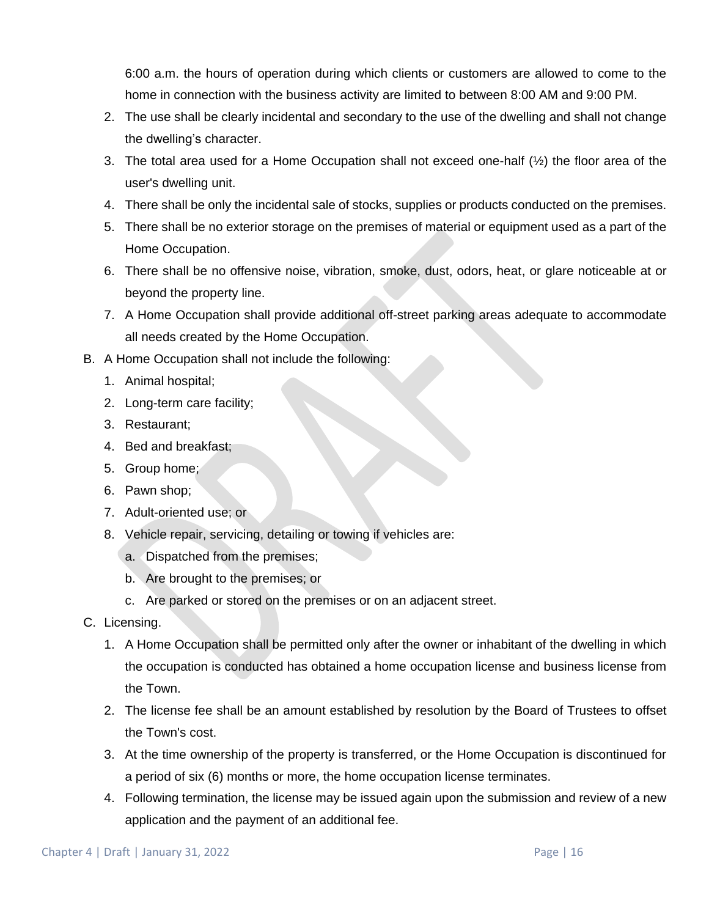6:00 a.m. the hours of operation during which clients or customers are allowed to come to the home in connection with the business activity are limited to between 8:00 AM and 9:00 PM.

2. The use shall be clearly incidental and secondary to the use of the dwelling and shall not change the dwelling's character.
3. The total area used for a Home Occupation shall not exceed one-half (½) the floor area of the user's dwelling unit.
4. There shall be only the incidental sale of stocks, supplies or products conducted on the premises.
5. There shall be no exterior storage on the premises of material or equipment used as a part of the Home Occupation.
6. There shall be no offensive noise, vibration, smoke, dust, odors, heat, or glare noticeable at or beyond the property line.
7. A Home Occupation shall provide additional off-street parking areas adequate to accommodate all needs created by the Home Occupation.

B. A Home Occupation shall not include the following:

1. Animal hospital;
2. Long-term care facility;
3. Restaurant;
4. Bed and breakfast;
5. Group home;
6. Pawn shop;
7. Adult-oriented use; or
8. Vehicle repair, servicing, detailing or towing if vehicles are:
   a. Dispatched from the premises;
   b. Are brought to the premises; or
   c. Are parked or stored on the premises or on an adjacent street.

C. Licensing.

1. A Home Occupation shall be permitted only after the owner or inhabitant of the dwelling in which the occupation is conducted has obtained a home occupation license and business license from the Town.
2. The license fee shall be an amount established by resolution by the Board of Trustees to offset the Town's cost.
3. At the time ownership of the property is transferred, or the Home Occupation is discontinued for a period of six (6) months or more, the home occupation license terminates.
4. Following termination, the license may be issued again upon the submission and review of a new application and the payment of an additional fee.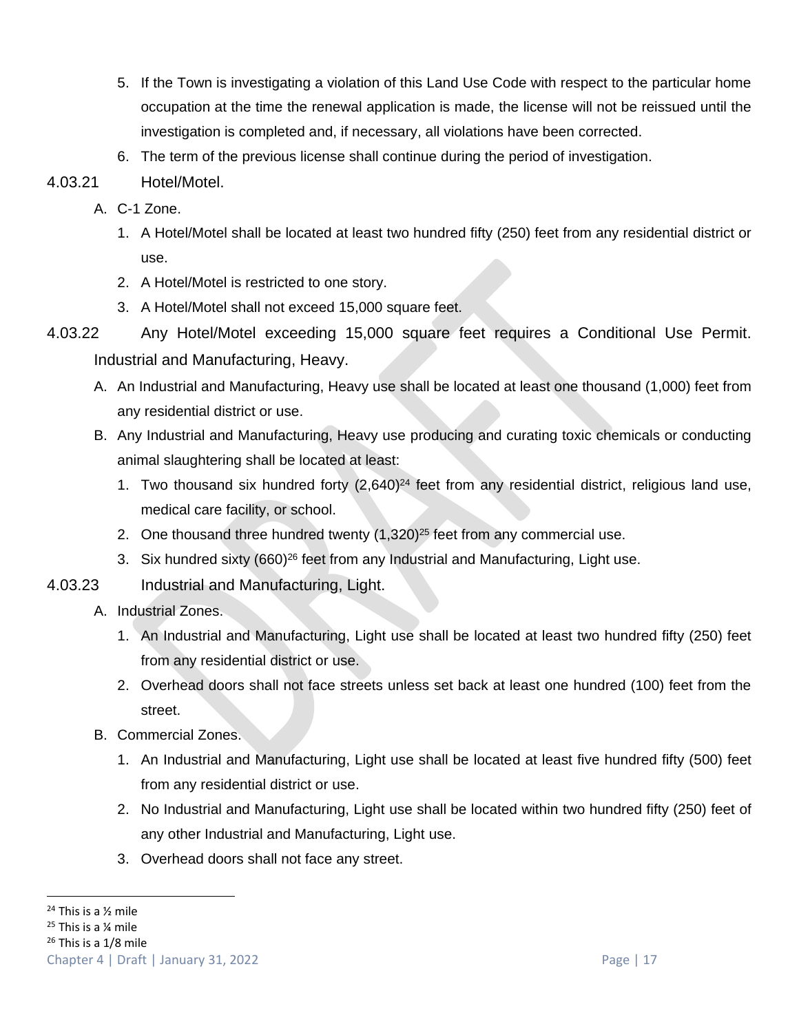5. If the Town is investigating a violation of this Land Use Code with respect to the particular home occupation at the time the renewal application is made, the license will not be reissued until the investigation is completed and, if necessary, all violations have been corrected.
6. The term of the previous license shall continue during the period of investigation.

4.03.21 Hotel/Motel.

A. C-1 Zone.
   1. A Hotel/Motel shall be located at least two hundred fifty (250) feet from any residential district or use.
   2. A Hotel/Motel is restricted to one story.
   3. A Hotel/Motel shall not exceed 15,000 square feet.

4.03.22 Any Hotel/Motel exceeding 15,000 square feet requires a Conditional Use Permit. Industrial and Manufacturing, Heavy.

A. An Industrial and Manufacturing, Heavy use shall be located at least one thousand (1,000) feet from any residential district or use.
B. Any Industrial and Manufacturing, Heavy use producing and curating toxic chemicals or conducting animal slaughtering shall be located at least:
   1. Two thousand six hundred forty (2,640)[24] feet from any residential district, religious land use, medical care facility, or school.
   2. One thousand three hundred twenty (1,320)[25] feet from any commercial use.
   3. Six hundred sixty (660)[26] feet from any Industrial and Manufacturing, Light use.

4.03.23 Industrial and Manufacturing, Light.

A. Industrial Zones.
   1. An Industrial and Manufacturing, Light use shall be located at least two hundred fifty (250) feet from any residential district or use.
   2. Overhead doors shall not face streets unless set back at least one hundred (100) feet from the street.
B. Commercial Zones.
   1. An Industrial and Manufacturing, Light use shall be located at least five hundred fifty (500) feet from any residential district or use.
   2. No Industrial and Manufacturing, Light use shall be located within two hundred fifty (250) feet of any other Industrial and Manufacturing, Light use.
   3. Overhead doors shall not face any street.

---

[24] This is a ½ mile
[25] This is a ¼ mile
[26] This is a 1/8 mile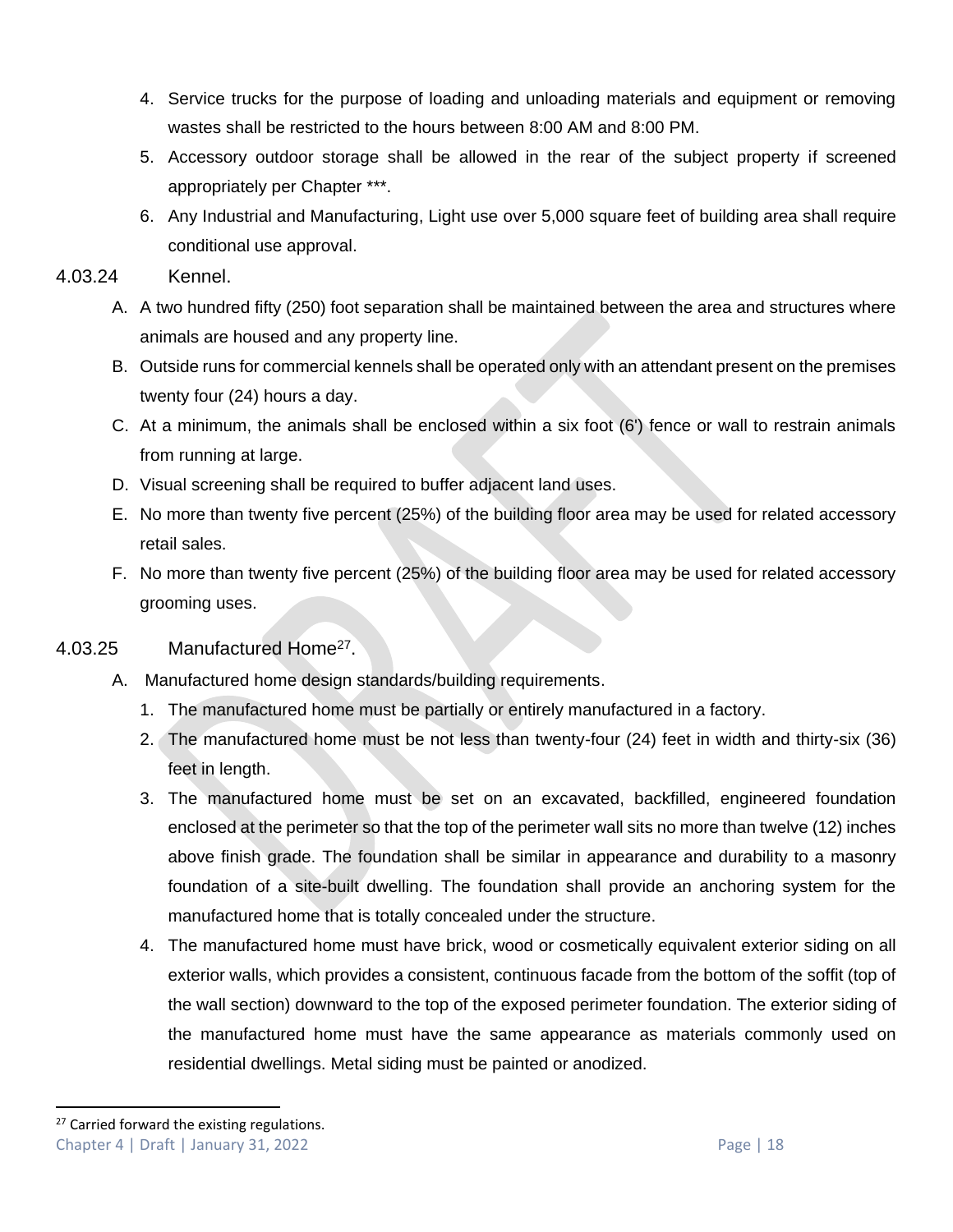4. Service trucks for the purpose of loading and unloading materials and equipment or removing wastes shall be restricted to the hours between 8:00 AM and 8:00 PM.
5. Accessory outdoor storage shall be allowed in the rear of the subject property if screened appropriately per Chapter ***.
6. Any Industrial and Manufacturing, Light use over 5,000 square feet of building area shall require conditional use approval.

### 4.03.24 Kennel.

A. A two hundred fifty (250) foot separation shall be maintained between the area and structures where animals are housed and any property line.

B. Outside runs for commercial kennels shall be operated only with an attendant present on the premises twenty four (24) hours a day.

C. At a minimum, the animals shall be enclosed within a six foot (6') fence or wall to restrain animals from running at large.

D. Visual screening shall be required to buffer adjacent land uses.

E. No more than twenty five percent (25%) of the building floor area may be used for related accessory retail sales.

F. No more than twenty five percent (25%) of the building floor area may be used for related accessory grooming uses.

### 4.03.25 Manufactured Home[27].

A. Manufactured home design standards/building requirements.

1. The manufactured home must be partially or entirely manufactured in a factory.
2. The manufactured home must be not less than twenty-four (24) feet in width and thirty-six (36) feet in length.
3. The manufactured home must be set on an excavated, backfilled, engineered foundation enclosed at the perimeter so that the top of the perimeter wall sits no more than twelve (12) inches above finish grade. The foundation shall be similar in appearance and durability to a masonry foundation of a site-built dwelling. The foundation shall provide an anchoring system for the manufactured home that is totally concealed under the structure.
4. The manufactured home must have brick, wood or cosmetically equivalent exterior siding on all exterior walls, which provides a consistent, continuous facade from the bottom of the soffit (top of the wall section) downward to the top of the exposed perimeter foundation. The exterior siding of the manufactured home must have the same appearance as materials commonly used on residential dwellings. Metal siding must be painted or anodized.

---

[27] Carried forward the existing regulations.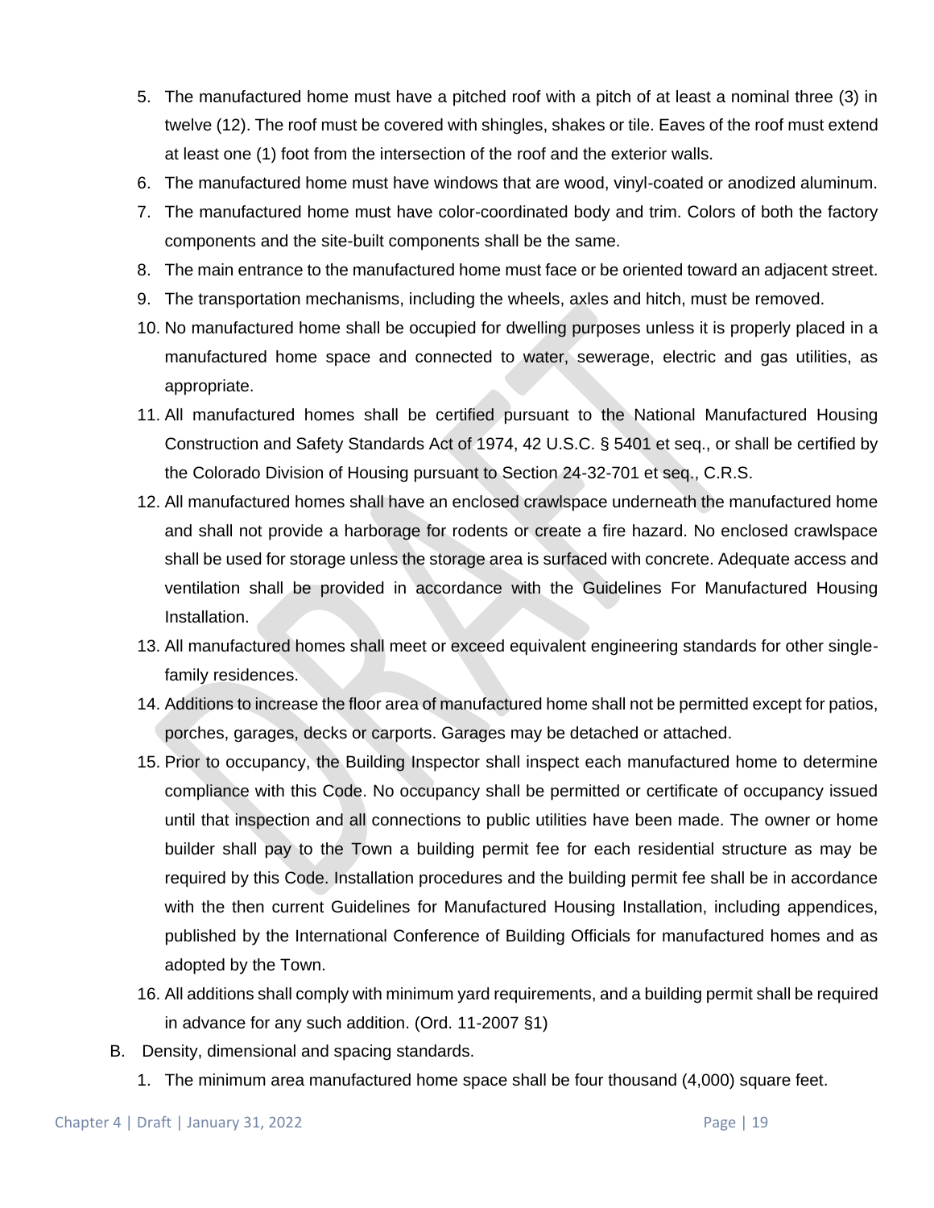5. The manufactured home must have a pitched roof with a pitch of at least a nominal three (3) in twelve (12). The roof must be covered with shingles, shakes or tile. Eaves of the roof must extend at least one (1) foot from the intersection of the roof and the exterior walls.
6. The manufactured home must have windows that are wood, vinyl-coated or anodized aluminum.
7. The manufactured home must have color-coordinated body and trim. Colors of both the factory components and the site-built components shall be the same.
8. The main entrance to the manufactured home must face or be oriented toward an adjacent street.
9. The transportation mechanisms, including the wheels, axles and hitch, must be removed.
10. No manufactured home shall be occupied for dwelling purposes unless it is properly placed in a manufactured home space and connected to water, sewerage, electric and gas utilities, as appropriate.
11. All manufactured homes shall be certified pursuant to the National Manufactured Housing Construction and Safety Standards Act of 1974, 42 U.S.C. § 5401 et seq., or shall be certified by the Colorado Division of Housing pursuant to Section 24-32-701 et seq., C.R.S.
12. All manufactured homes shall have an enclosed crawlspace underneath the manufactured home and shall not provide a harborage for rodents or create a fire hazard. No enclosed crawlspace shall be used for storage unless the storage area is surfaced with concrete. Adequate access and ventilation shall be provided in accordance with the Guidelines For Manufactured Housing Installation.
13. All manufactured homes shall meet or exceed equivalent engineering standards for other single-family residences.
14. Additions to increase the floor area of manufactured home shall not be permitted except for patios, porches, garages, decks or carports. Garages may be detached or attached.
15. Prior to occupancy, the Building Inspector shall inspect each manufactured home to determine compliance with this Code. No occupancy shall be permitted or certificate of occupancy issued until that inspection and all connections to public utilities have been made. The owner or home builder shall pay to the Town a building permit fee for each residential structure as may be required by this Code. Installation procedures and the building permit fee shall be in accordance with the then current Guidelines for Manufactured Housing Installation, including appendices, published by the International Conference of Building Officials for manufactured homes and as adopted by the Town.
16. All additions shall comply with minimum yard requirements, and a building permit shall be required in advance for any such addition. (Ord. 11-2007 §1)

B. Density, dimensional and spacing standards.

1. The minimum area manufactured home space shall be four thousand (4,000) square feet.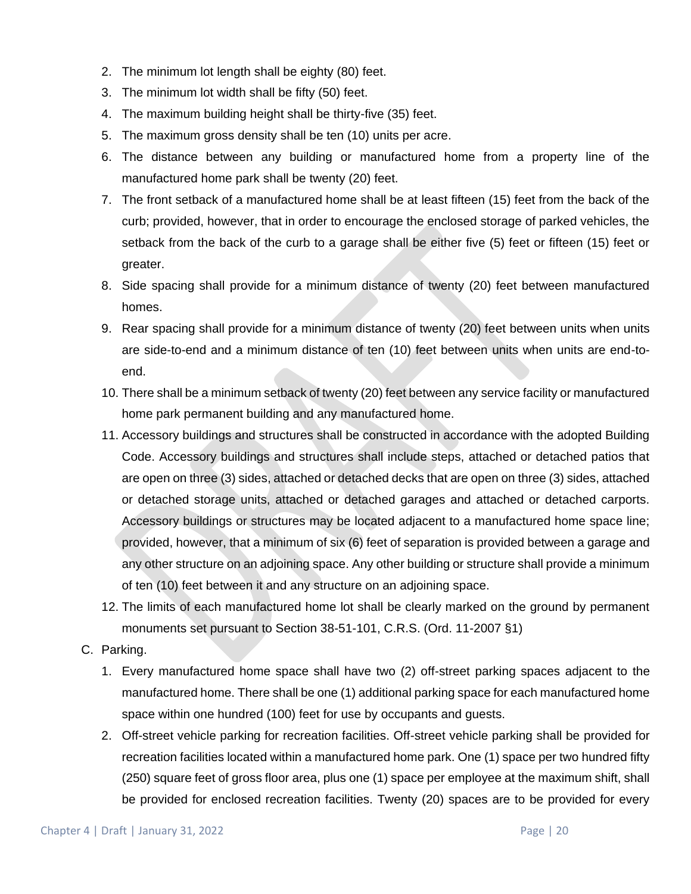2. The minimum lot length shall be eighty (80) feet.
3. The minimum lot width shall be fifty (50) feet.
4. The maximum building height shall be thirty-five (35) feet.
5. The maximum gross density shall be ten (10) units per acre.
6. The distance between any building or manufactured home from a property line of the manufactured home park shall be twenty (20) feet.
7. The front setback of a manufactured home shall be at least fifteen (15) feet from the back of the curb; provided, however, that in order to encourage the enclosed storage of parked vehicles, the setback from the back of the curb to a garage shall be either five (5) feet or fifteen (15) feet or greater.
8. Side spacing shall provide for a minimum distance of twenty (20) feet between manufactured homes.
9. Rear spacing shall provide for a minimum distance of twenty (20) feet between units when units are side-to-end and a minimum distance of ten (10) feet between units when units are end-to-end.
10. There shall be a minimum setback of twenty (20) feet between any service facility or manufactured home park permanent building and any manufactured home.
11. Accessory buildings and structures shall be constructed in accordance with the adopted Building Code. Accessory buildings and structures shall include steps, attached or detached patios that are open on three (3) sides, attached or detached decks that are open on three (3) sides, attached or detached storage units, attached or detached garages and attached or detached carports. Accessory buildings or structures may be located adjacent to a manufactured home space line; provided, however, that a minimum of six (6) feet of separation is provided between a garage and any other structure on an adjoining space. Any other building or structure shall provide a minimum of ten (10) feet between it and any structure on an adjoining space.
12. The limits of each manufactured home lot shall be clearly marked on the ground by permanent monuments set pursuant to Section 38-51-101, C.R.S. (Ord. 11-2007 §1)

C. Parking.

1. Every manufactured home space shall have two (2) off-street parking spaces adjacent to the manufactured home. There shall be one (1) additional parking space for each manufactured home space within one hundred (100) feet for use by occupants and guests.
2. Off-street vehicle parking for recreation facilities. Off-street vehicle parking shall be provided for recreation facilities located within a manufactured home park. One (1) space per two hundred fifty (250) square feet of gross floor area, plus one (1) space per employee at the maximum shift, shall be provided for enclosed recreation facilities. Twenty (20) spaces are to be provided for every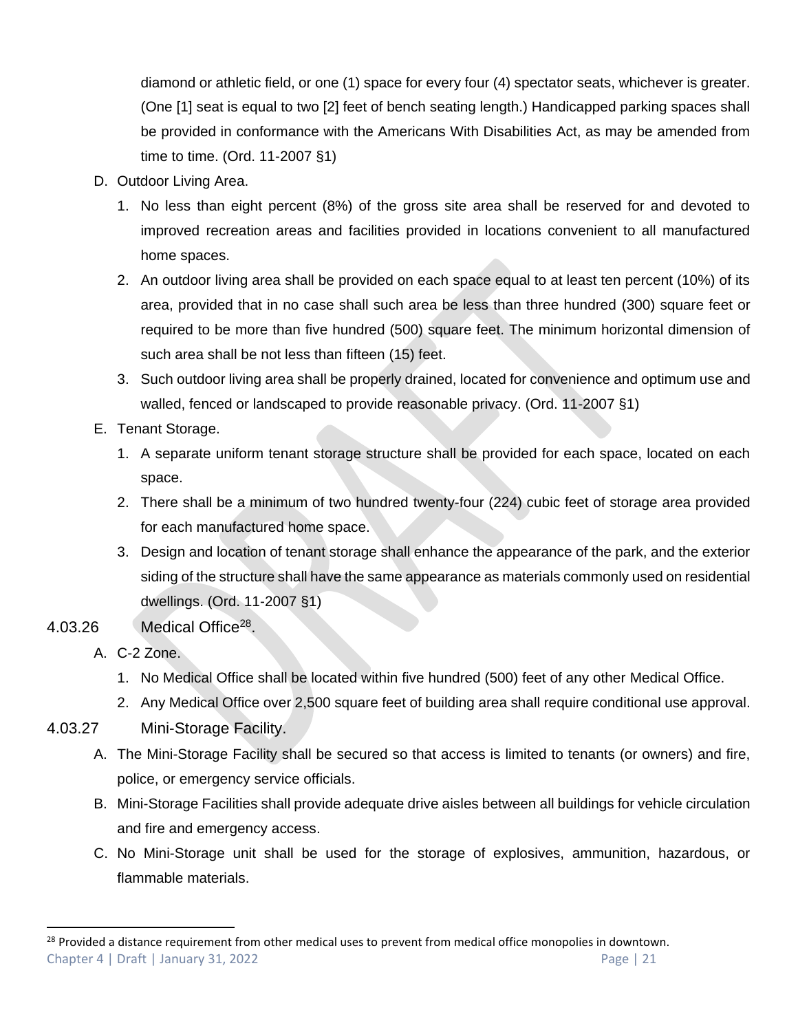diamond or athletic field, or one (1) space for every four (4) spectator seats, whichever is greater. (One [1] seat is equal to two [2] feet of bench seating length.) Handicapped parking spaces shall be provided in conformance with the Americans With Disabilities Act, as may be amended from time to time. (Ord. 11-2007 §1)

D. Outdoor Living Area.

1. No less than eight percent (8%) of the gross site area shall be reserved for and devoted to improved recreation areas and facilities provided in locations convenient to all manufactured home spaces.
2. An outdoor living area shall be provided on each space equal to at least ten percent (10%) of its area, provided that in no case shall such area be less than three hundred (300) square feet or required to be more than five hundred (500) square feet. The minimum horizontal dimension of such area shall be not less than fifteen (15) feet.
3. Such outdoor living area shall be properly drained, located for convenience and optimum use and walled, fenced or landscaped to provide reasonable privacy. (Ord. 11-2007 §1)

E. Tenant Storage.

1. A separate uniform tenant storage structure shall be provided for each space, located on each space.
2. There shall be a minimum of two hundred twenty-four (224) cubic feet of storage area provided for each manufactured home space.
3. Design and location of tenant storage shall enhance the appearance of the park, and the exterior siding of the structure shall have the same appearance as materials commonly used on residential dwellings. (Ord. 11-2007 §1)

### 4.03.26 Medical Office[28].

A. C-2 Zone.

1. No Medical Office shall be located within five hundred (500) feet of any other Medical Office.
2. Any Medical Office over 2,500 square feet of building area shall require conditional use approval.

### 4.03.27 Mini-Storage Facility.

A. The Mini-Storage Facility shall be secured so that access is limited to tenants (or owners) and fire, police, or emergency service officials.

B. Mini-Storage Facilities shall provide adequate drive aisles between all buildings for vehicle circulation and fire and emergency access.

C. No Mini-Storage unit shall be used for the storage of explosives, ammunition, hazardous, or flammable materials.

---

[28] Provided a distance requirement from other medical uses to prevent from medical office monopolies in downtown.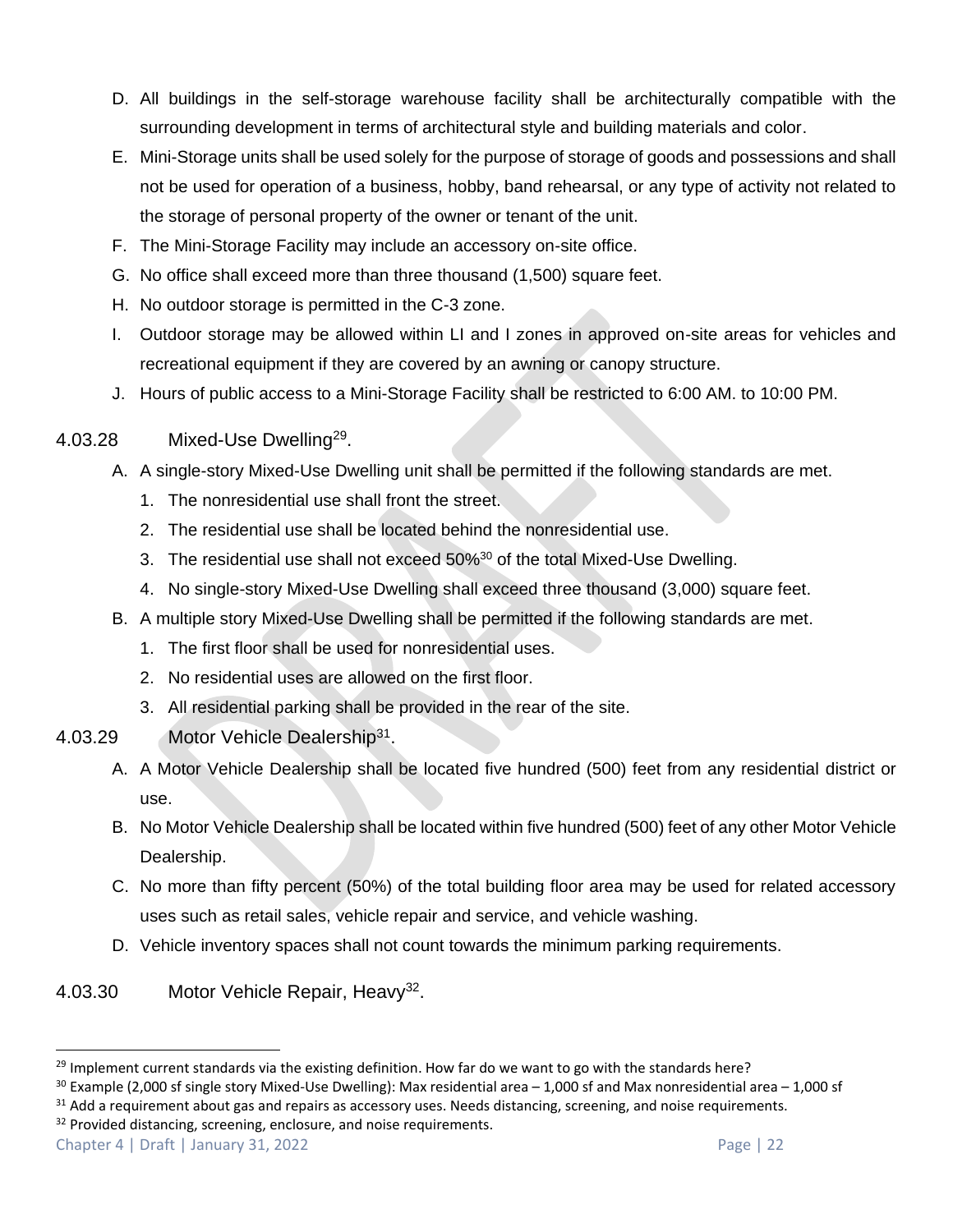D. All buildings in the self-storage warehouse facility shall be architecturally compatible with the surrounding development in terms of architectural style and building materials and color.

E. Mini-Storage units shall be used solely for the purpose of storage of goods and possessions and shall not be used for operation of a business, hobby, band rehearsal, or any type of activity not related to the storage of personal property of the owner or tenant of the unit.

F. The Mini-Storage Facility may include an accessory on-site office.

G. No office shall exceed more than three thousand (1,500) square feet.

H. No outdoor storage is permitted in the C-3 zone.

I. Outdoor storage may be allowed within LI and I zones in approved on-site areas for vehicles and recreational equipment if they are covered by an awning or canopy structure.

J. Hours of public access to a Mini-Storage Facility shall be restricted to 6:00 AM. to 10:00 PM.

### 4.03.28 Mixed-Use Dwelling[29].

A. A single-story Mixed-Use Dwelling unit shall be permitted if the following standards are met.
   1. The nonresidential use shall front the street.
   2. The residential use shall be located behind the nonresidential use.
   3. The residential use shall not exceed 50%[30] of the total Mixed-Use Dwelling.
   4. No single-story Mixed-Use Dwelling shall exceed three thousand (3,000) square feet.

B. A multiple story Mixed-Use Dwelling shall be permitted if the following standards are met.
   1. The first floor shall be used for nonresidential uses.
   2. No residential uses are allowed on the first floor.
   3. All residential parking shall be provided in the rear of the site.

### 4.03.29 Motor Vehicle Dealership[31].

A. A Motor Vehicle Dealership shall be located five hundred (500) feet from any residential district or use.

B. No Motor Vehicle Dealership shall be located within five hundred (500) feet of any other Motor Vehicle Dealership.

C. No more than fifty percent (50%) of the total building floor area may be used for related accessory uses such as retail sales, vehicle repair and service, and vehicle washing.

D. Vehicle inventory spaces shall not count towards the minimum parking requirements.

### 4.03.30 Motor Vehicle Repair, Heavy[32].

---

[29] Implement current standards via the existing definition. How far do we want to go with the standards here?

[30] Example (2,000 sf single story Mixed-Use Dwelling): Max residential area – 1,000 sf and Max nonresidential area – 1,000 sf

[31] Add a requirement about gas and repairs as accessory uses. Needs distancing, screening, and noise requirements.

[32] Provided distancing, screening, enclosure, and noise requirements.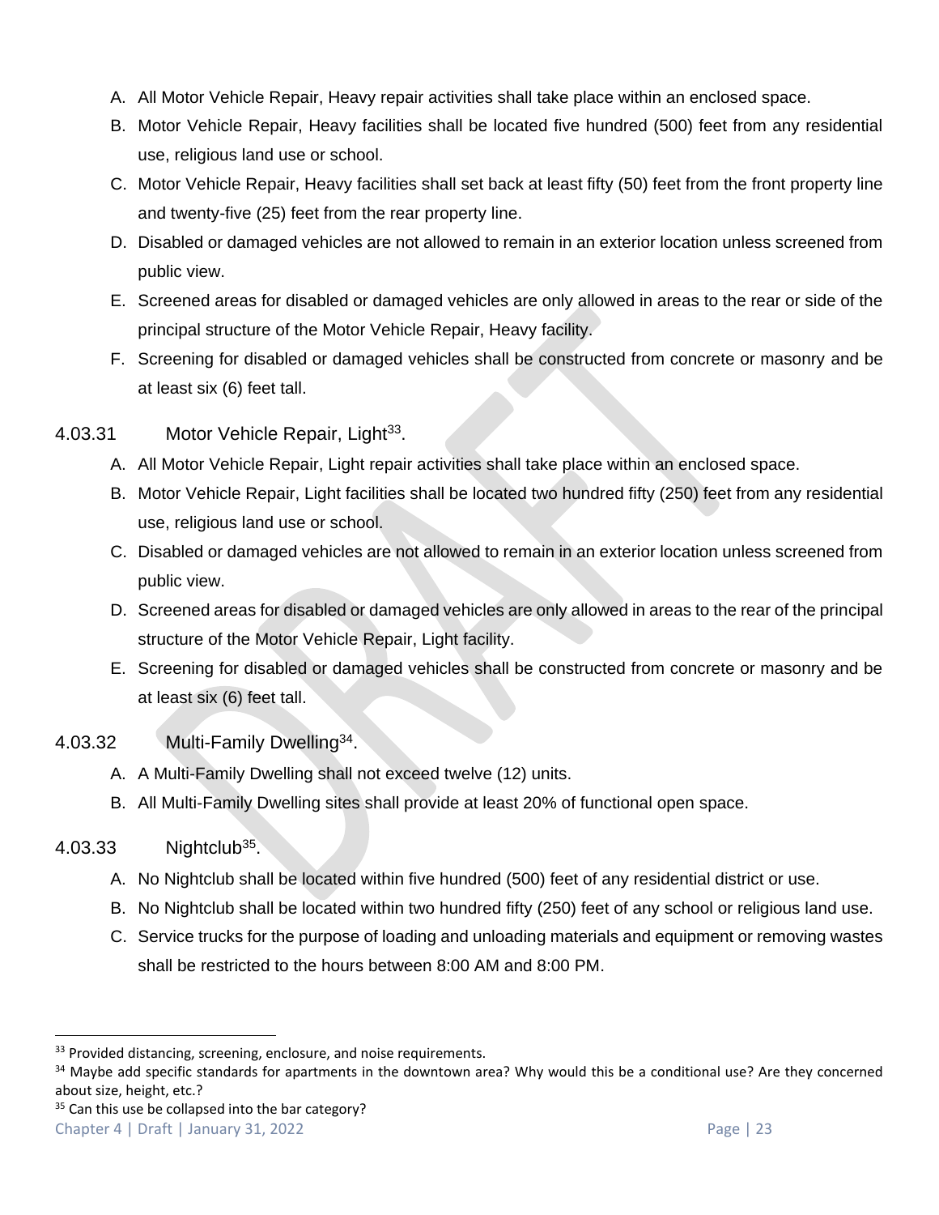A. All Motor Vehicle Repair, Heavy repair activities shall take place within an enclosed space.

B. Motor Vehicle Repair, Heavy facilities shall be located five hundred (500) feet from any residential use, religious land use or school.

C. Motor Vehicle Repair, Heavy facilities shall set back at least fifty (50) feet from the front property line and twenty-five (25) feet from the rear property line.

D. Disabled or damaged vehicles are not allowed to remain in an exterior location unless screened from public view.

E. Screened areas for disabled or damaged vehicles are only allowed in areas to the rear or side of the principal structure of the Motor Vehicle Repair, Heavy facility.

F. Screening for disabled or damaged vehicles shall be constructed from concrete or masonry and be at least six (6) feet tall.

### 4.03.31 Motor Vehicle Repair, Light[33].

A. All Motor Vehicle Repair, Light repair activities shall take place within an enclosed space.

B. Motor Vehicle Repair, Light facilities shall be located two hundred fifty (250) feet from any residential use, religious land use or school.

C. Disabled or damaged vehicles are not allowed to remain in an exterior location unless screened from public view.

D. Screened areas for disabled or damaged vehicles are only allowed in areas to the rear of the principal structure of the Motor Vehicle Repair, Light facility.

E. Screening for disabled or damaged vehicles shall be constructed from concrete or masonry and be at least six (6) feet tall.

### 4.03.32 Multi-Family Dwelling[34].

A. A Multi-Family Dwelling shall not exceed twelve (12) units.

B. All Multi-Family Dwelling sites shall provide at least 20% of functional open space.

### 4.03.33 Nightclub[35].

A. No Nightclub shall be located within five hundred (500) feet of any residential district or use.

B. No Nightclub shall be located within two hundred fifty (250) feet of any school or religious land use.

C. Service trucks for the purpose of loading and unloading materials and equipment or removing wastes shall be restricted to the hours between 8:00 AM and 8:00 PM.

---

[33] Provided distancing, screening, enclosure, and noise requirements.

[34] Maybe add specific standards for apartments in the downtown area? Why would this be a conditional use? Are they concerned about size, height, etc.?

[35] Can this use be collapsed into the bar category?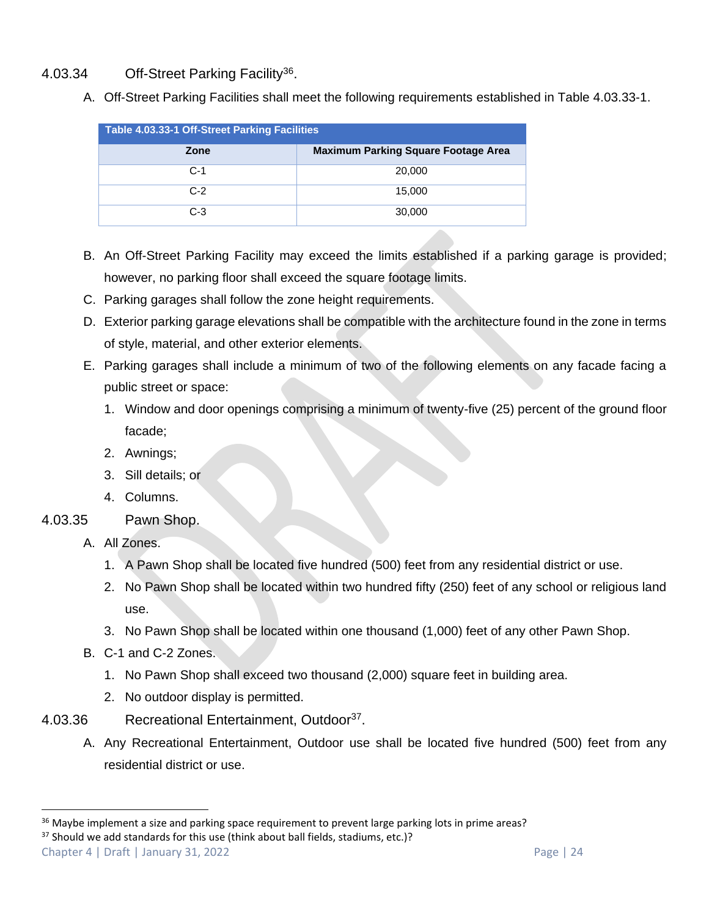### 4.03.34 Off-Street Parking Facility[36].

A. Off-Street Parking Facilities shall meet the following requirements established in Table 4.03.33-1.

**Table 4.03.33-1 Off-Street Parking Facilities**

| Zone | Maximum Parking Square Footage Area |
|---|---|
| C-1 | 20,000 |
| C-2 | 15,000 |
| C-3 | 30,000 |

B. An Off-Street Parking Facility may exceed the limits established if a parking garage is provided; however, no parking floor shall exceed the square footage limits.

C. Parking garages shall follow the zone height requirements.

D. Exterior parking garage elevations shall be compatible with the architecture found in the zone in terms of style, material, and other exterior elements.

E. Parking garages shall include a minimum of two of the following elements on any facade facing a public street or space:

1. Window and door openings comprising a minimum of twenty-five (25) percent of the ground floor facade;
2. Awnings;
3. Sill details; or
4. Columns.

### 4.03.35 Pawn Shop.

A. All Zones.

1. A Pawn Shop shall be located five hundred (500) feet from any residential district or use.
2. No Pawn Shop shall be located within two hundred fifty (250) feet of any school or religious land use.
3. No Pawn Shop shall be located within one thousand (1,000) feet of any other Pawn Shop.

B. C-1 and C-2 Zones.

1. No Pawn Shop shall exceed two thousand (2,000) square feet in building area.
2. No outdoor display is permitted.

### 4.03.36 Recreational Entertainment, Outdoor[37].

A. Any Recreational Entertainment, Outdoor use shall be located five hundred (500) feet from any residential district or use.

---

[36] Maybe implement a size and parking space requirement to prevent large parking lots in prime areas?

[37] Should we add standards for this use (think about ball fields, stadiums, etc.)?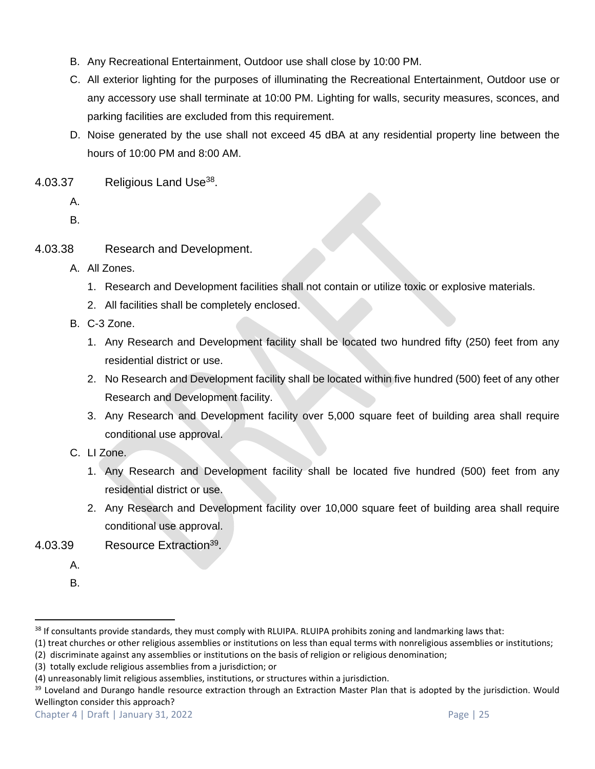B. Any Recreational Entertainment, Outdoor use shall close by 10:00 PM.

C. All exterior lighting for the purposes of illuminating the Recreational Entertainment, Outdoor use or any accessory use shall terminate at 10:00 PM. Lighting for walls, security measures, sconces, and parking facilities are excluded from this requirement.

D. Noise generated by the use shall not exceed 45 dBA at any residential property line between the hours of 10:00 PM and 8:00 AM.

### 4.03.37 Religious Land Use[38].

A.

B.

### 4.03.38 Research and Development.

A. All Zones.

1. Research and Development facilities shall not contain or utilize toxic or explosive materials.
2. All facilities shall be completely enclosed.

B. C-3 Zone.

1. Any Research and Development facility shall be located two hundred fifty (250) feet from any residential district or use.
2. No Research and Development facility shall be located within five hundred (500) feet of any other Research and Development facility.
3. Any Research and Development facility over 5,000 square feet of building area shall require conditional use approval.

C. LI Zone.

1. Any Research and Development facility shall be located five hundred (500) feet from any residential district or use.
2. Any Research and Development facility over 10,000 square feet of building area shall require conditional use approval.

### 4.03.39 Resource Extraction[39].

A.

B.

---

[38] If consultants provide standards, they must comply with RLUIPA. RLUIPA prohibits zoning and landmarking laws that:
(1) treat churches or other religious assemblies or institutions on less than equal terms with nonreligious assemblies or institutions;
(2) discriminate against any assemblies or institutions on the basis of religion or religious denomination;
(3) totally exclude religious assemblies from a jurisdiction; or
(4) unreasonably limit religious assemblies, institutions, or structures within a jurisdiction.

[39] Loveland and Durango handle resource extraction through an Extraction Master Plan that is adopted by the jurisdiction. Would Wellington consider this approach?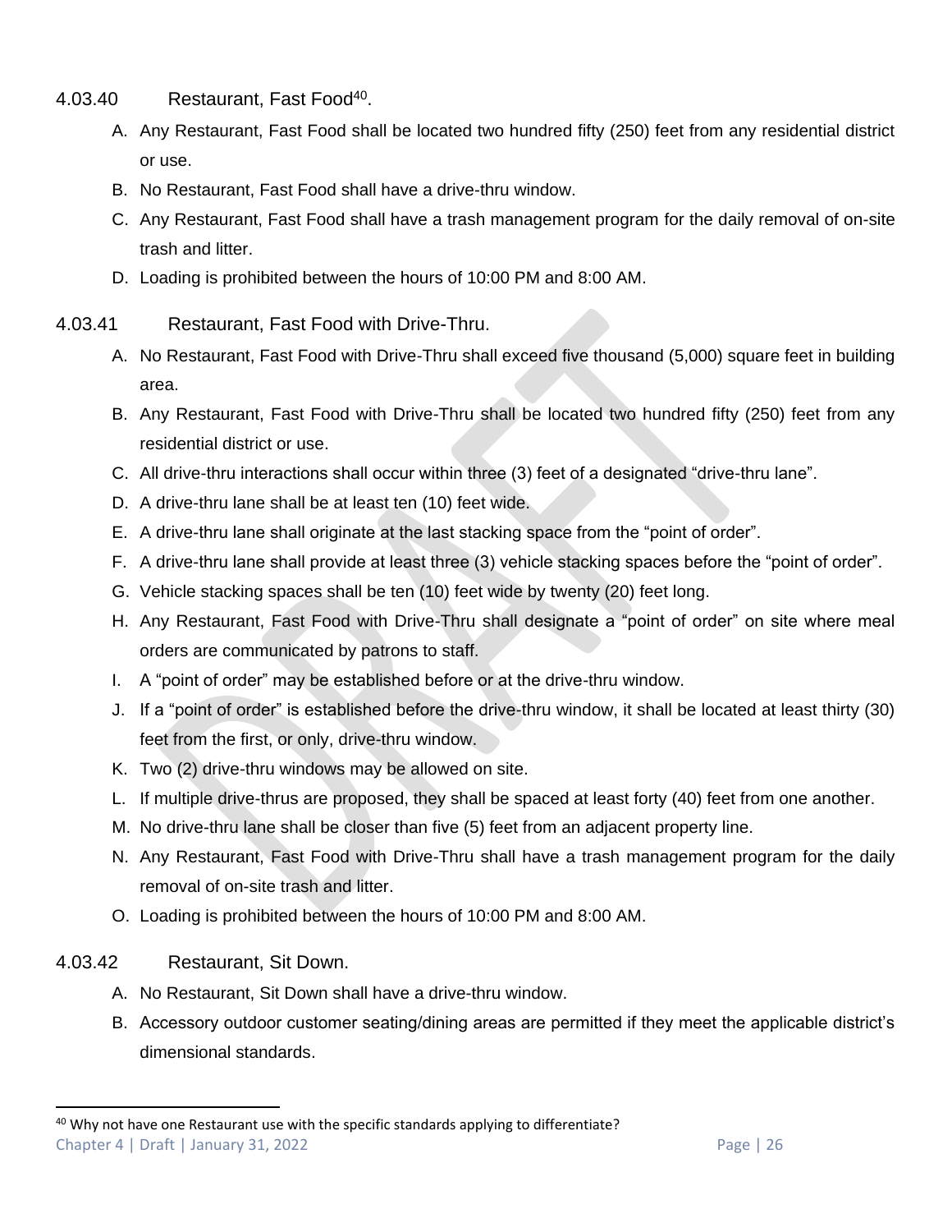### 4.03.40 Restaurant, Fast Food[40].

A. Any Restaurant, Fast Food shall be located two hundred fifty (250) feet from any residential district or use.

B. No Restaurant, Fast Food shall have a drive-thru window.

C. Any Restaurant, Fast Food shall have a trash management program for the daily removal of on-site trash and litter.

D. Loading is prohibited between the hours of 10:00 PM and 8:00 AM.

### 4.03.41 Restaurant, Fast Food with Drive-Thru.

A. No Restaurant, Fast Food with Drive-Thru shall exceed five thousand (5,000) square feet in building area.

B. Any Restaurant, Fast Food with Drive-Thru shall be located two hundred fifty (250) feet from any residential district or use.

C. All drive-thru interactions shall occur within three (3) feet of a designated "drive-thru lane".

D. A drive-thru lane shall be at least ten (10) feet wide.

E. A drive-thru lane shall originate at the last stacking space from the "point of order".

F. A drive-thru lane shall provide at least three (3) vehicle stacking spaces before the "point of order".

G. Vehicle stacking spaces shall be ten (10) feet wide by twenty (20) feet long.

H. Any Restaurant, Fast Food with Drive-Thru shall designate a "point of order" on site where meal orders are communicated by patrons to staff.

I. A "point of order" may be established before or at the drive-thru window.

J. If a "point of order" is established before the drive-thru window, it shall be located at least thirty (30) feet from the first, or only, drive-thru window.

K. Two (2) drive-thru windows may be allowed on site.

L. If multiple drive-thrus are proposed, they shall be spaced at least forty (40) feet from one another.

M. No drive-thru lane shall be closer than five (5) feet from an adjacent property line.

N. Any Restaurant, Fast Food with Drive-Thru shall have a trash management program for the daily removal of on-site trash and litter.

O. Loading is prohibited between the hours of 10:00 PM and 8:00 AM.

### 4.03.42 Restaurant, Sit Down.

A. No Restaurant, Sit Down shall have a drive-thru window.

B. Accessory outdoor customer seating/dining areas are permitted if they meet the applicable district's dimensional standards.

---

[40] Why not have one Restaurant use with the specific standards applying to differentiate?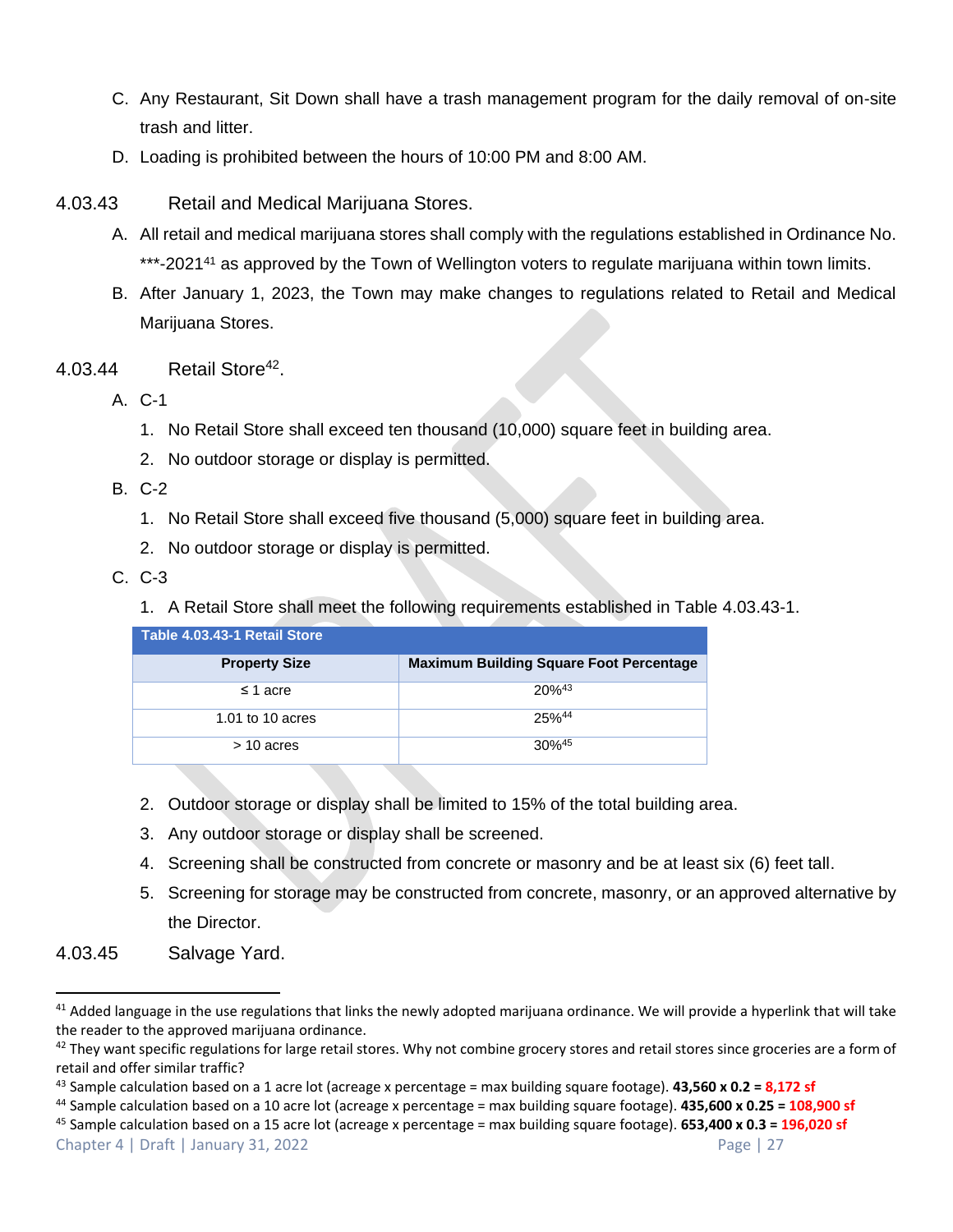C. Any Restaurant, Sit Down shall have a trash management program for the daily removal of on-site trash and litter.

D. Loading is prohibited between the hours of 10:00 PM and 8:00 AM.

### 4.03.43 Retail and Medical Marijuana Stores.

A. All retail and medical marijuana stores shall comply with the regulations established in Ordinance No. ***-2021[41] as approved by the Town of Wellington voters to regulate marijuana within town limits.

B. After January 1, 2023, the Town may make changes to regulations related to Retail and Medical Marijuana Stores.

### 4.03.44 Retail Store[42].

A. C-1

1. No Retail Store shall exceed ten thousand (10,000) square feet in building area.
2. No outdoor storage or display is permitted.

B. C-2

1. No Retail Store shall exceed five thousand (5,000) square feet in building area.
2. No outdoor storage or display is permitted.

C. C-3

1. A Retail Store shall meet the following requirements established in Table 4.03.43-1.

| Table 4.03.43-1 Retail Store | |
|---|---|
| **Property Size** | **Maximum Building Square Foot Percentage** |
| ≤ 1 acre | 20%[43] |
| 1.01 to 10 acres | 25%[44] |
| > 10 acres | 30%[45] |

2. Outdoor storage or display shall be limited to 15% of the total building area.
3. Any outdoor storage or display shall be screened.
4. Screening shall be constructed from concrete or masonry and be at least six (6) feet tall.
5. Screening for storage may be constructed from concrete, masonry, or an approved alternative by the Director.

### 4.03.45 Salvage Yard.

---

[41] Added language in the use regulations that links the newly adopted marijuana ordinance. We will provide a hyperlink that will take the reader to the approved marijuana ordinance.

[42] They want specific regulations for large retail stores. Why not combine grocery stores and retail stores since groceries are a form of retail and offer similar traffic?

[43] Sample calculation based on a 1 acre lot (acreage x percentage = max building square footage). **43,560 x 0.2 = 8,172 sf**

[44] Sample calculation based on a 10 acre lot (acreage x percentage = max building square footage). **435,600 x 0.25 = 108,900 sf**

[45] Sample calculation based on a 15 acre lot (acreage x percentage = max building square footage). **653,400 x 0.3 = 196,020 sf**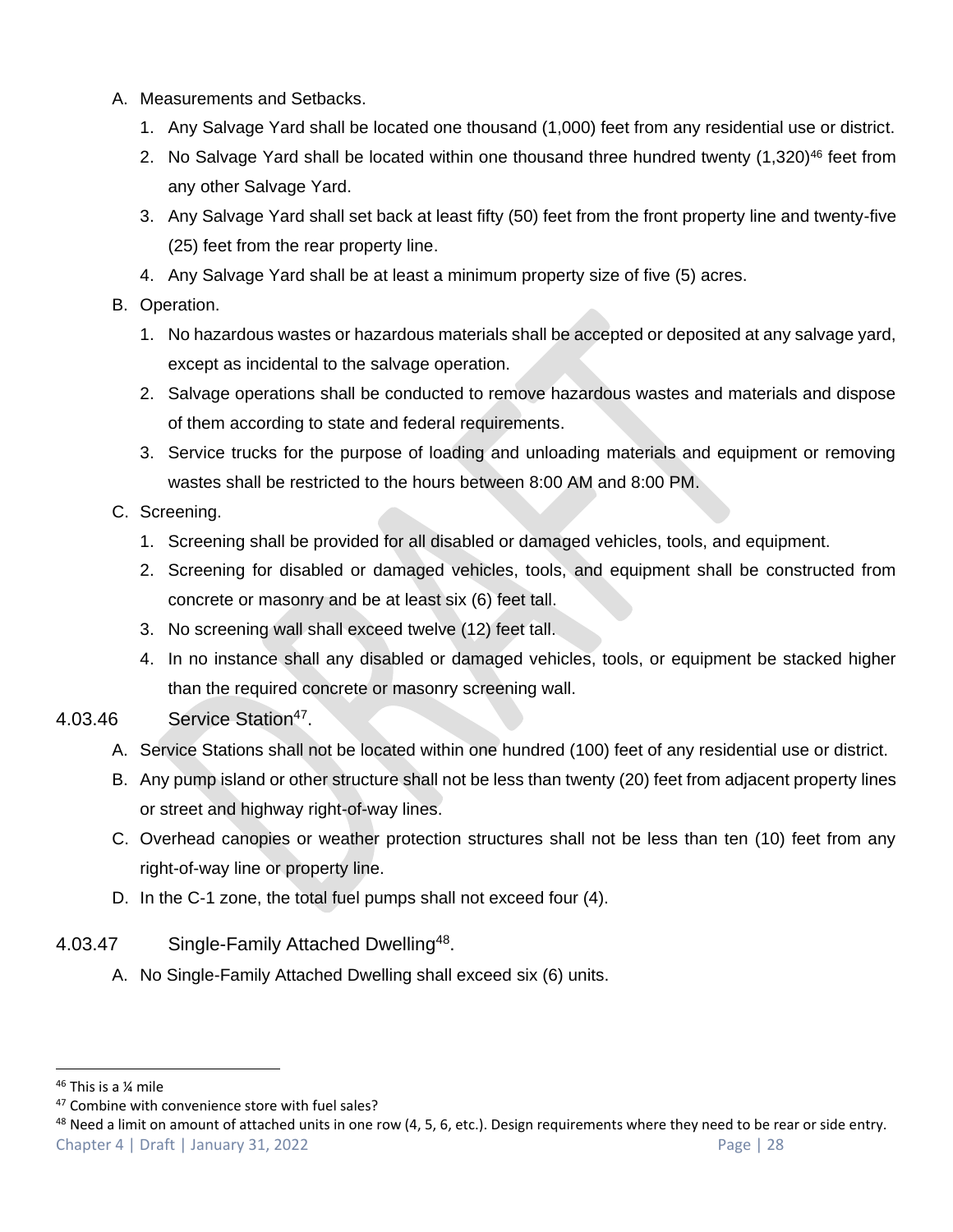A. Measurements and Setbacks.

1. Any Salvage Yard shall be located one thousand (1,000) feet from any residential use or district.
2. No Salvage Yard shall be located within one thousand three hundred twenty (1,320)[46] feet from any other Salvage Yard.
3. Any Salvage Yard shall set back at least fifty (50) feet from the front property line and twenty-five (25) feet from the rear property line.
4. Any Salvage Yard shall be at least a minimum property size of five (5) acres.

B. Operation.

1. No hazardous wastes or hazardous materials shall be accepted or deposited at any salvage yard, except as incidental to the salvage operation.
2. Salvage operations shall be conducted to remove hazardous wastes and materials and dispose of them according to state and federal requirements.
3. Service trucks for the purpose of loading and unloading materials and equipment or removing wastes shall be restricted to the hours between 8:00 AM and 8:00 PM.

C. Screening.

1. Screening shall be provided for all disabled or damaged vehicles, tools, and equipment.
2. Screening for disabled or damaged vehicles, tools, and equipment shall be constructed from concrete or masonry and be at least six (6) feet tall.
3. No screening wall shall exceed twelve (12) feet tall.
4. In no instance shall any disabled or damaged vehicles, tools, or equipment be stacked higher than the required concrete or masonry screening wall.

### 4.03.46 Service Station[47].

A. Service Stations shall not be located within one hundred (100) feet of any residential use or district.

B. Any pump island or other structure shall not be less than twenty (20) feet from adjacent property lines or street and highway right-of-way lines.

C. Overhead canopies or weather protection structures shall not be less than ten (10) feet from any right-of-way line or property line.

D. In the C-1 zone, the total fuel pumps shall not exceed four (4).

### 4.03.47 Single-Family Attached Dwelling[48].

A. No Single-Family Attached Dwelling shall exceed six (6) units.

---

[46] This is a ¼ mile

[47] Combine with convenience store with fuel sales?

[48] Need a limit on amount of attached units in one row (4, 5, 6, etc.). Design requirements where they need to be rear or side entry.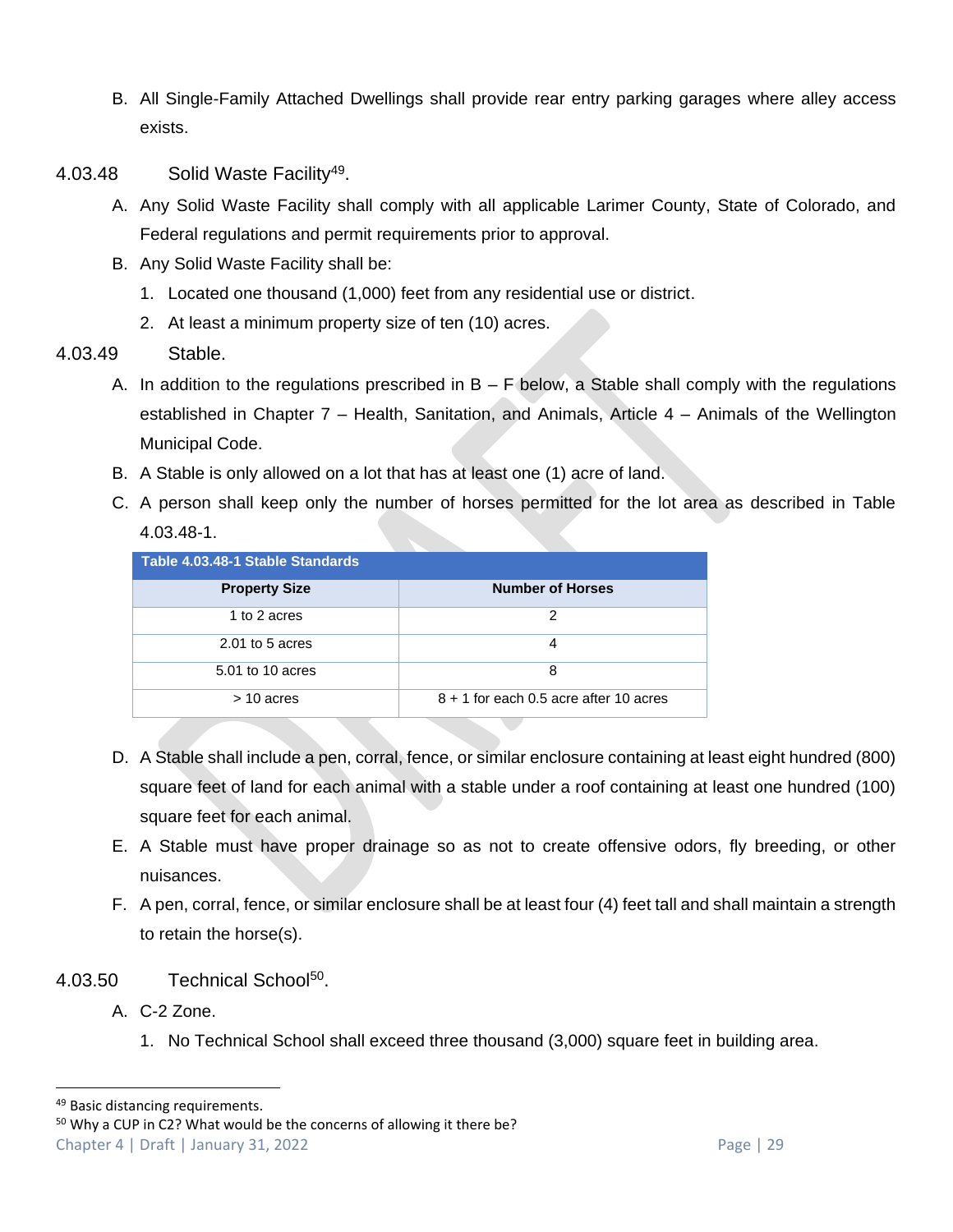B. All Single-Family Attached Dwellings shall provide rear entry parking garages where alley access exists.

### 4.03.48 Solid Waste Facility[49].

A. Any Solid Waste Facility shall comply with all applicable Larimer County, State of Colorado, and Federal regulations and permit requirements prior to approval.

B. Any Solid Waste Facility shall be:

1. Located one thousand (1,000) feet from any residential use or district.
2. At least a minimum property size of ten (10) acres.

### 4.03.49 Stable.

A. In addition to the regulations prescribed in B – F below, a Stable shall comply with the regulations established in Chapter 7 – Health, Sanitation, and Animals, Article 4 – Animals of the Wellington Municipal Code.

B. A Stable is only allowed on a lot that has at least one (1) acre of land.

C. A person shall keep only the number of horses permitted for the lot area as described in Table 4.03.48-1.

**Table 4.03.48-1 Stable Standards**

| Property Size | Number of Horses |
|---|---|
| 1 to 2 acres | 2 |
| 2.01 to 5 acres | 4 |
| 5.01 to 10 acres | 8 |
| > 10 acres | 8 + 1 for each 0.5 acre after 10 acres |

D. A Stable shall include a pen, corral, fence, or similar enclosure containing at least eight hundred (800) square feet of land for each animal with a stable under a roof containing at least one hundred (100) square feet for each animal.

E. A Stable must have proper drainage so as not to create offensive odors, fly breeding, or other nuisances.

F. A pen, corral, fence, or similar enclosure shall be at least four (4) feet tall and shall maintain a strength to retain the horse(s).

### 4.03.50 Technical School[50].

A. C-2 Zone.

1. No Technical School shall exceed three thousand (3,000) square feet in building area.

---

[49] Basic distancing requirements.

[50] Why a CUP in C2? What would be the concerns of allowing it there be?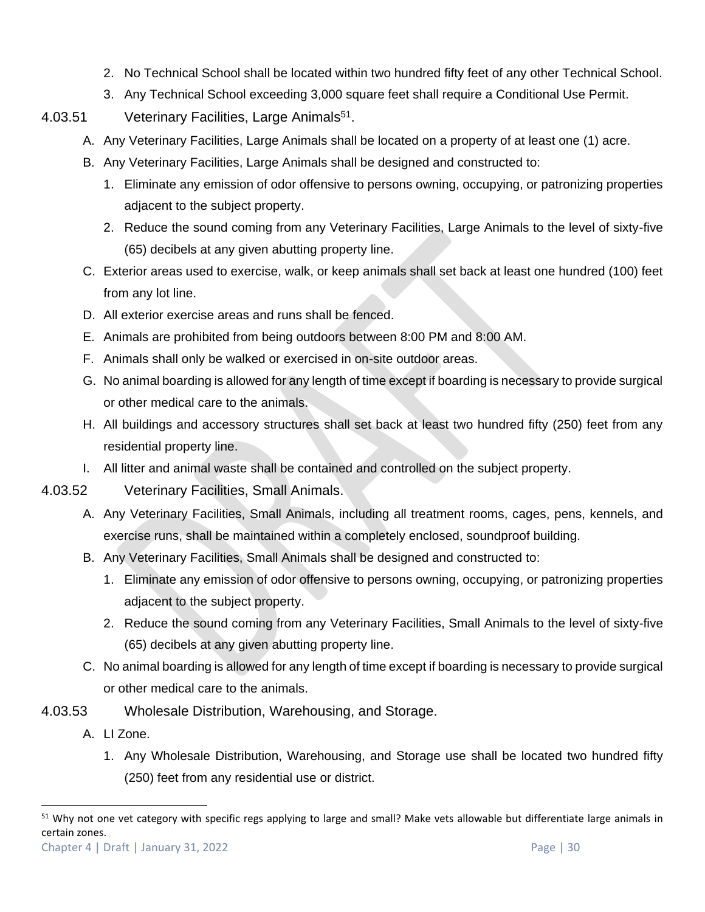2. No Technical School shall be located within two hundred fifty feet of any other Technical School.
3. Any Technical School exceeding 3,000 square feet shall require a Conditional Use Permit.

### 4.03.51 Veterinary Facilities, Large Animals[51].

A. Any Veterinary Facilities, Large Animals shall be located on a property of at least one (1) acre.

B. Any Veterinary Facilities, Large Animals shall be designed and constructed to:

1. Eliminate any emission of odor offensive to persons owning, occupying, or patronizing properties adjacent to the subject property.
2. Reduce the sound coming from any Veterinary Facilities, Large Animals to the level of sixty-five (65) decibels at any given abutting property line.

C. Exterior areas used to exercise, walk, or keep animals shall set back at least one hundred (100) feet from any lot line.

D. All exterior exercise areas and runs shall be fenced.

E. Animals are prohibited from being outdoors between 8:00 PM and 8:00 AM.

F. Animals shall only be walked or exercised in on-site outdoor areas.

G. No animal boarding is allowed for any length of time except if boarding is necessary to provide surgical or other medical care to the animals.

H. All buildings and accessory structures shall set back at least two hundred fifty (250) feet from any residential property line.

I. All litter and animal waste shall be contained and controlled on the subject property.

### 4.03.52 Veterinary Facilities, Small Animals.

A. Any Veterinary Facilities, Small Animals, including all treatment rooms, cages, pens, kennels, and exercise runs, shall be maintained within a completely enclosed, soundproof building.

B. Any Veterinary Facilities, Small Animals shall be designed and constructed to:

1. Eliminate any emission of odor offensive to persons owning, occupying, or patronizing properties adjacent to the subject property.
2. Reduce the sound coming from any Veterinary Facilities, Small Animals to the level of sixty-five (65) decibels at any given abutting property line.

C. No animal boarding is allowed for any length of time except if boarding is necessary to provide surgical or other medical care to the animals.

### 4.03.53 Wholesale Distribution, Warehousing, and Storage.

A. LI Zone.

1. Any Wholesale Distribution, Warehousing, and Storage use shall be located two hundred fifty (250) feet from any residential use or district.

---

[51] Why not one vet category with specific regs applying to large and small? Make vets allowable but differentiate large animals in certain zones.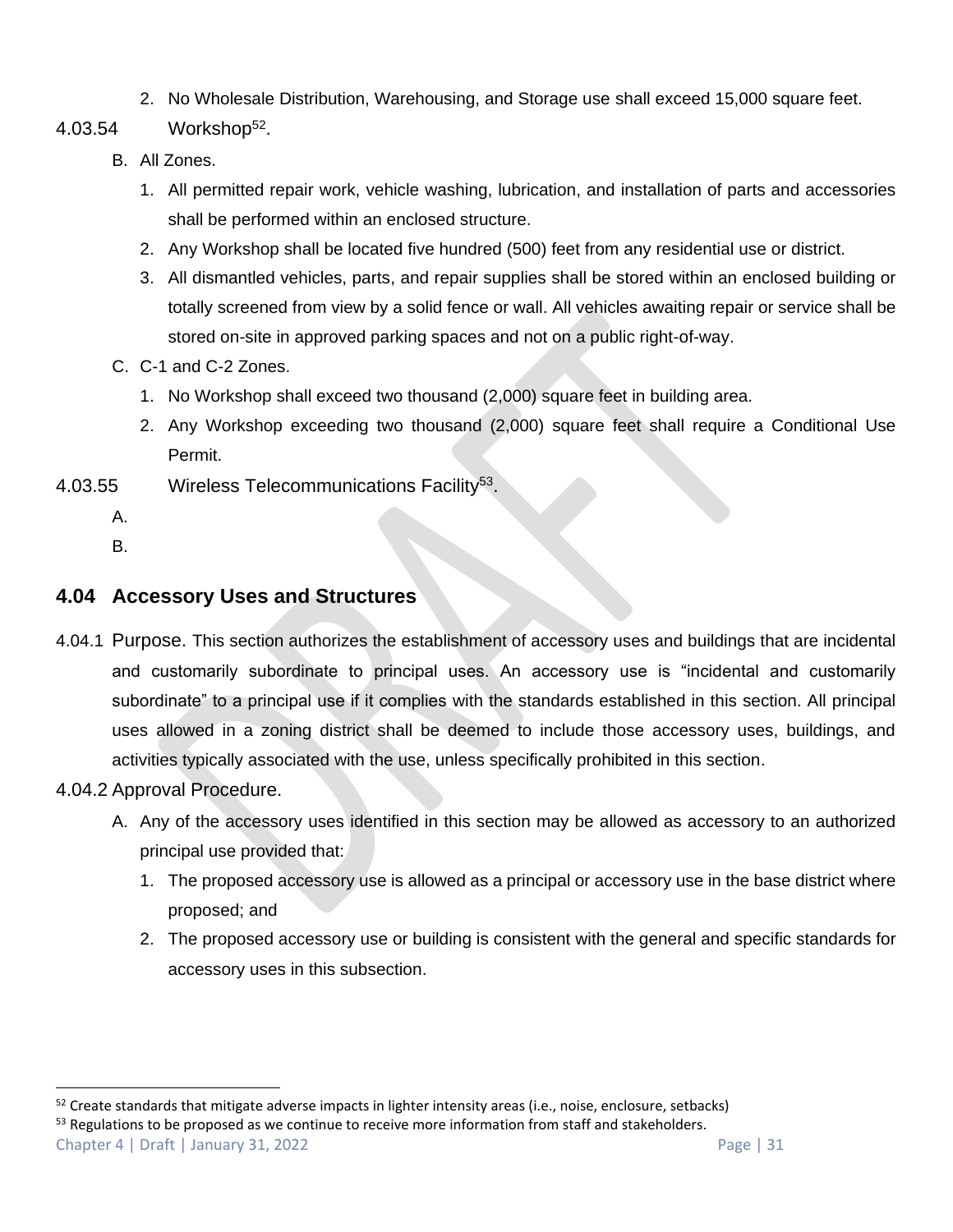2. No Wholesale Distribution, Warehousing, and Storage use shall exceed 15,000 square feet.

4.03.54 Workshop[52].

B. All Zones.

1. All permitted repair work, vehicle washing, lubrication, and installation of parts and accessories shall be performed within an enclosed structure.
2. Any Workshop shall be located five hundred (500) feet from any residential use or district.
3. All dismantled vehicles, parts, and repair supplies shall be stored within an enclosed building or totally screened from view by a solid fence or wall. All vehicles awaiting repair or service shall be stored on-site in approved parking spaces and not on a public right-of-way.

C. C-1 and C-2 Zones.

1. No Workshop shall exceed two thousand (2,000) square feet in building area.
2. Any Workshop exceeding two thousand (2,000) square feet shall require a Conditional Use Permit.

4.03.55 Wireless Telecommunications Facility[53].

A.

B.

## 4.04 Accessory Uses and Structures

4.04.1 Purpose. This section authorizes the establishment of accessory uses and buildings that are incidental and customarily subordinate to principal uses. An accessory use is "incidental and customarily subordinate" to a principal use if it complies with the standards established in this section. All principal uses allowed in a zoning district shall be deemed to include those accessory uses, buildings, and activities typically associated with the use, unless specifically prohibited in this section.

4.04.2 Approval Procedure.

A. Any of the accessory uses identified in this section may be allowed as accessory to an authorized principal use provided that:

1. The proposed accessory use is allowed as a principal or accessory use in the base district where proposed; and
2. The proposed accessory use or building is consistent with the general and specific standards for accessory uses in this subsection.

---

[52] Create standards that mitigate adverse impacts in lighter intensity areas (i.e., noise, enclosure, setbacks)

[53] Regulations to be proposed as we continue to receive more information from staff and stakeholders.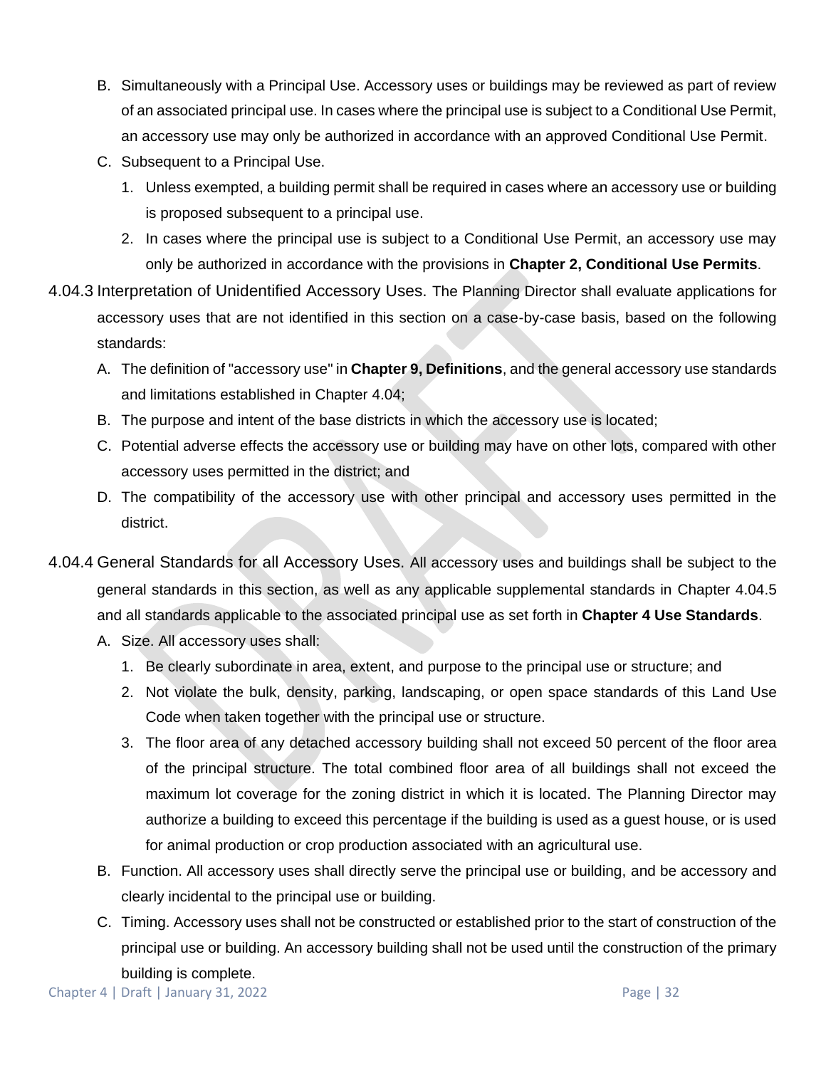B. Simultaneously with a Principal Use. Accessory uses or buildings may be reviewed as part of review of an associated principal use. In cases where the principal use is subject to a Conditional Use Permit, an accessory use may only be authorized in accordance with an approved Conditional Use Permit.

C. Subsequent to a Principal Use.

   1. Unless exempted, a building permit shall be required in cases where an accessory use or building is proposed subsequent to a principal use.
   2. In cases where the principal use is subject to a Conditional Use Permit, an accessory use may only be authorized in accordance with the provisions in **Chapter 2, Conditional Use Permits**.

4.04.3 Interpretation of Unidentified Accessory Uses. The Planning Director shall evaluate applications for accessory uses that are not identified in this section on a case-by-case basis, based on the following standards:

A. The definition of "accessory use" in **Chapter 9, Definitions**, and the general accessory use standards and limitations established in Chapter 4.04;

B. The purpose and intent of the base districts in which the accessory use is located;

C. Potential adverse effects the accessory use or building may have on other lots, compared with other accessory uses permitted in the district; and

D. The compatibility of the accessory use with other principal and accessory uses permitted in the district.

4.04.4 General Standards for all Accessory Uses. All accessory uses and buildings shall be subject to the general standards in this section, as well as any applicable supplemental standards in Chapter 4.04.5 and all standards applicable to the associated principal use as set forth in **Chapter 4 Use Standards**.

A. Size. All accessory uses shall:

   1. Be clearly subordinate in area, extent, and purpose to the principal use or structure; and
   2. Not violate the bulk, density, parking, landscaping, or open space standards of this Land Use Code when taken together with the principal use or structure.
   3. The floor area of any detached accessory building shall not exceed 50 percent of the floor area of the principal structure. The total combined floor area of all buildings shall not exceed the maximum lot coverage for the zoning district in which it is located. The Planning Director may authorize a building to exceed this percentage if the building is used as a guest house, or is used for animal production or crop production associated with an agricultural use.

B. Function. All accessory uses shall directly serve the principal use or building, and be accessory and clearly incidental to the principal use or building.

C. Timing. Accessory uses shall not be constructed or established prior to the start of construction of the principal use or building. An accessory building shall not be used until the construction of the primary building is complete.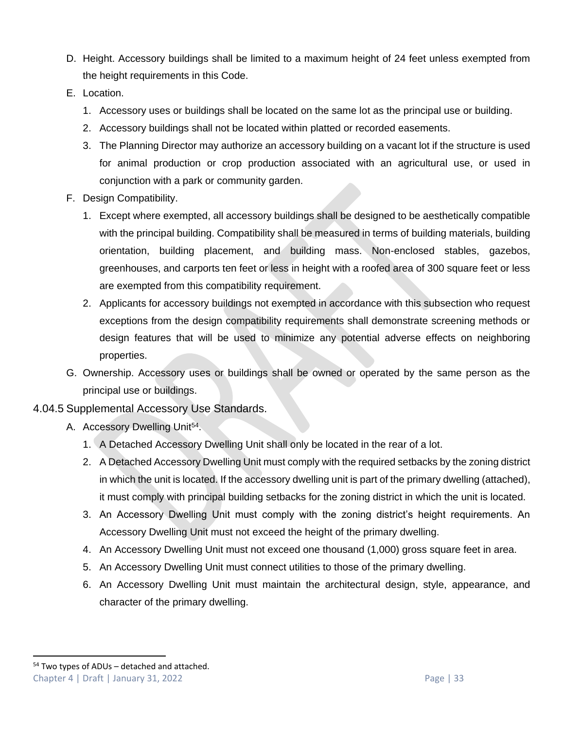D. Height. Accessory buildings shall be limited to a maximum height of 24 feet unless exempted from the height requirements in this Code.

E. Location.

1. Accessory uses or buildings shall be located on the same lot as the principal use or building.
2. Accessory buildings shall not be located within platted or recorded easements.
3. The Planning Director may authorize an accessory building on a vacant lot if the structure is used for animal production or crop production associated with an agricultural use, or used in conjunction with a park or community garden.

F. Design Compatibility.

1. Except where exempted, all accessory buildings shall be designed to be aesthetically compatible with the principal building. Compatibility shall be measured in terms of building materials, building orientation, building placement, and building mass. Non-enclosed stables, gazebos, greenhouses, and carports ten feet or less in height with a roofed area of 300 square feet or less are exempted from this compatibility requirement.
2. Applicants for accessory buildings not exempted in accordance with this subsection who request exceptions from the design compatibility requirements shall demonstrate screening methods or design features that will be used to minimize any potential adverse effects on neighboring properties.

G. Ownership. Accessory uses or buildings shall be owned or operated by the same person as the principal use or buildings.

### 4.04.5 Supplemental Accessory Use Standards.

A. Accessory Dwelling Unit[54].

1. A Detached Accessory Dwelling Unit shall only be located in the rear of a lot.
2. A Detached Accessory Dwelling Unit must comply with the required setbacks by the zoning district in which the unit is located. If the accessory dwelling unit is part of the primary dwelling (attached), it must comply with principal building setbacks for the zoning district in which the unit is located.
3. An Accessory Dwelling Unit must comply with the zoning district's height requirements. An Accessory Dwelling Unit must not exceed the height of the primary dwelling.
4. An Accessory Dwelling Unit must not exceed one thousand (1,000) gross square feet in area.
5. An Accessory Dwelling Unit must connect utilities to those of the primary dwelling.
6. An Accessory Dwelling Unit must maintain the architectural design, style, appearance, and character of the primary dwelling.

---

[54] Two types of ADUs – detached and attached.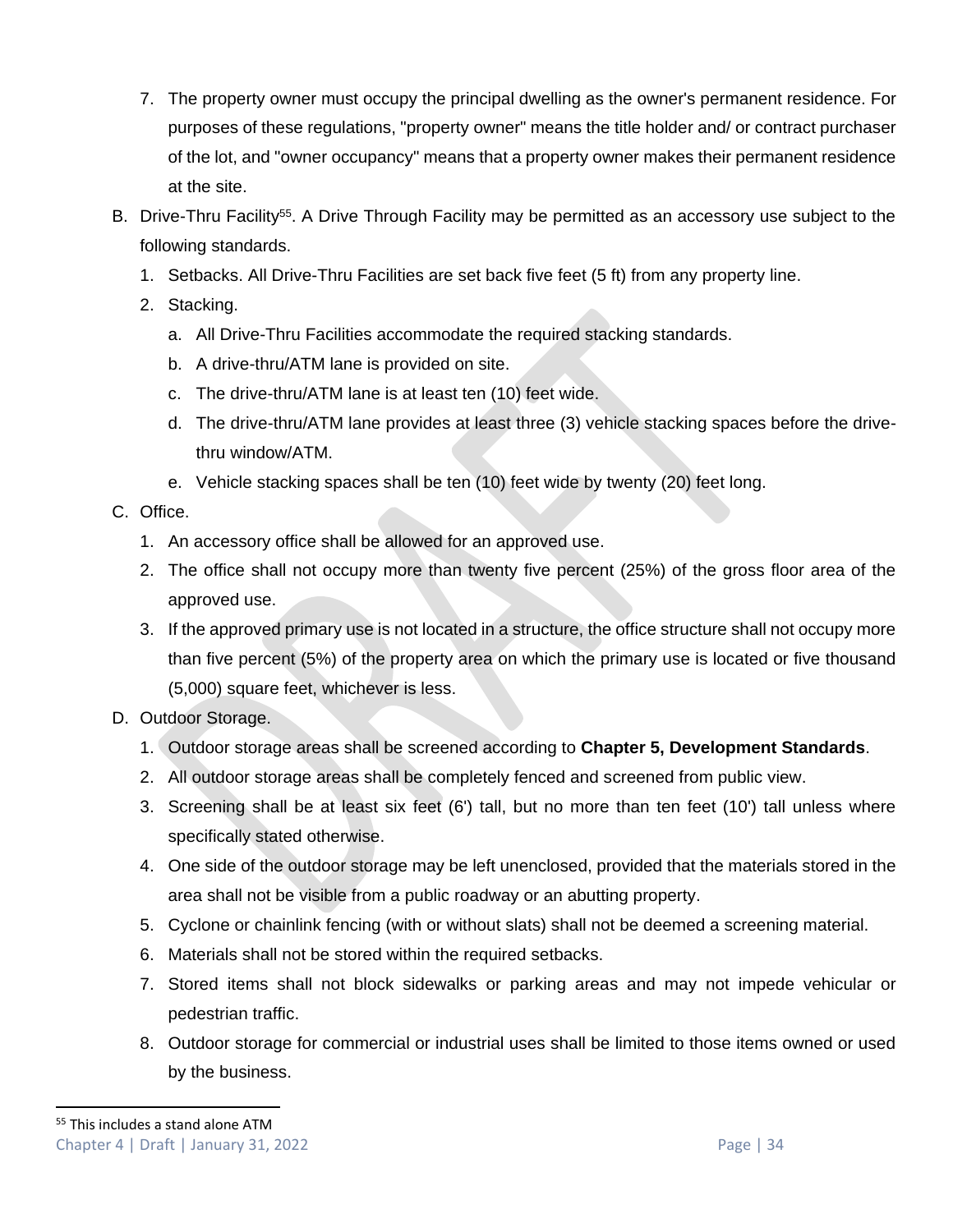7. The property owner must occupy the principal dwelling as the owner's permanent residence. For purposes of these regulations, "property owner" means the title holder and/ or contract purchaser of the lot, and "owner occupancy" means that a property owner makes their permanent residence at the site.

B. Drive-Thru Facility[55]. A Drive Through Facility may be permitted as an accessory use subject to the following standards.
   1. Setbacks. All Drive-Thru Facilities are set back five feet (5 ft) from any property line.
   2. Stacking.
      a. All Drive-Thru Facilities accommodate the required stacking standards.
      b. A drive-thru/ATM lane is provided on site.
      c. The drive-thru/ATM lane is at least ten (10) feet wide.
      d. The drive-thru/ATM lane provides at least three (3) vehicle stacking spaces before the drive-thru window/ATM.
      e. Vehicle stacking spaces shall be ten (10) feet wide by twenty (20) feet long.

C. Office.
   1. An accessory office shall be allowed for an approved use.
   2. The office shall not occupy more than twenty five percent (25%) of the gross floor area of the approved use.
   3. If the approved primary use is not located in a structure, the office structure shall not occupy more than five percent (5%) of the property area on which the primary use is located or five thousand (5,000) square feet, whichever is less.

D. Outdoor Storage.
   1. Outdoor storage areas shall be screened according to **Chapter 5, Development Standards**.
   2. All outdoor storage areas shall be completely fenced and screened from public view.
   3. Screening shall be at least six feet (6') tall, but no more than ten feet (10') tall unless where specifically stated otherwise.
   4. One side of the outdoor storage may be left unenclosed, provided that the materials stored in the area shall not be visible from a public roadway or an abutting property.
   5. Cyclone or chainlink fencing (with or without slats) shall not be deemed a screening material.
   6. Materials shall not be stored within the required setbacks.
   7. Stored items shall not block sidewalks or parking areas and may not impede vehicular or pedestrian traffic.
   8. Outdoor storage for commercial or industrial uses shall be limited to those items owned or used by the business.

[55] This includes a stand alone ATM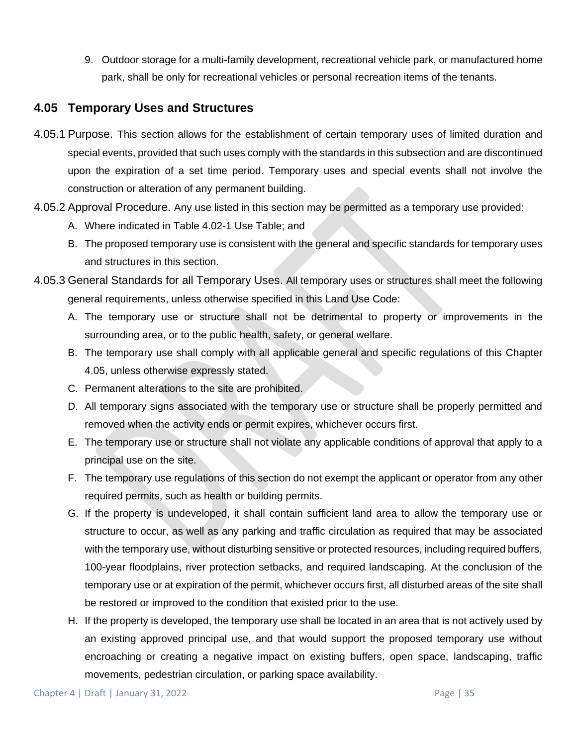9. Outdoor storage for a multi-family development, recreational vehicle park, or manufactured home park, shall be only for recreational vehicles or personal recreation items of the tenants.

## 4.05 Temporary Uses and Structures

4.05.1 Purpose. This section allows for the establishment of certain temporary uses of limited duration and special events, provided that such uses comply with the standards in this subsection and are discontinued upon the expiration of a set time period. Temporary uses and special events shall not involve the construction or alteration of any permanent building.

4.05.2 Approval Procedure. Any use listed in this section may be permitted as a temporary use provided:

A. Where indicated in Table 4.02-1 Use Table; and

B. The proposed temporary use is consistent with the general and specific standards for temporary uses and structures in this section.

4.05.3 General Standards for all Temporary Uses. All temporary uses or structures shall meet the following general requirements, unless otherwise specified in this Land Use Code:

A. The temporary use or structure shall not be detrimental to property or improvements in the surrounding area, or to the public health, safety, or general welfare.

B. The temporary use shall comply with all applicable general and specific regulations of this Chapter 4.05, unless otherwise expressly stated.

C. Permanent alterations to the site are prohibited.

D. All temporary signs associated with the temporary use or structure shall be properly permitted and removed when the activity ends or permit expires, whichever occurs first.

E. The temporary use or structure shall not violate any applicable conditions of approval that apply to a principal use on the site.

F. The temporary use regulations of this section do not exempt the applicant or operator from any other required permits, such as health or building permits.

G. If the property is undeveloped, it shall contain sufficient land area to allow the temporary use or structure to occur, as well as any parking and traffic circulation as required that may be associated with the temporary use, without disturbing sensitive or protected resources, including required buffers, 100-year floodplains, river protection setbacks, and required landscaping. At the conclusion of the temporary use or at expiration of the permit, whichever occurs first, all disturbed areas of the site shall be restored or improved to the condition that existed prior to the use.

H. If the property is developed, the temporary use shall be located in an area that is not actively used by an existing approved principal use, and that would support the proposed temporary use without encroaching or creating a negative impact on existing buffers, open space, landscaping, traffic movements, pedestrian circulation, or parking space availability.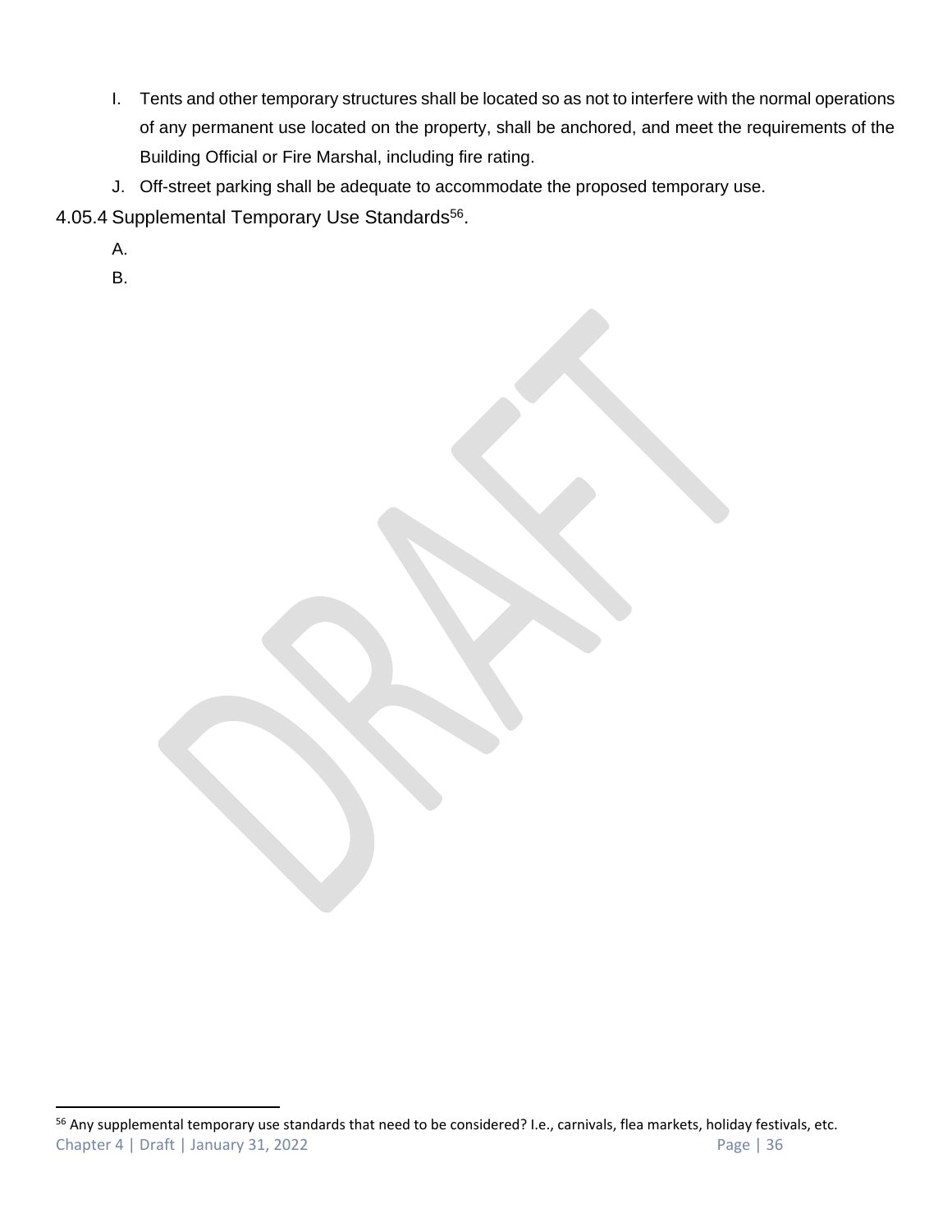I. Tents and other temporary structures shall be located so as not to interfere with the normal operations of any permanent use located on the property, shall be anchored, and meet the requirements of the Building Official or Fire Marshal, including fire rating.

J. Off-street parking shall be adequate to accommodate the proposed temporary use.

### 4.05.4 Supplemental Temporary Use Standards[56].

A.

B.

[56] Any supplemental temporary use standards that need to be considered? I.e., carnivals, flea markets, holiday festivals, etc.